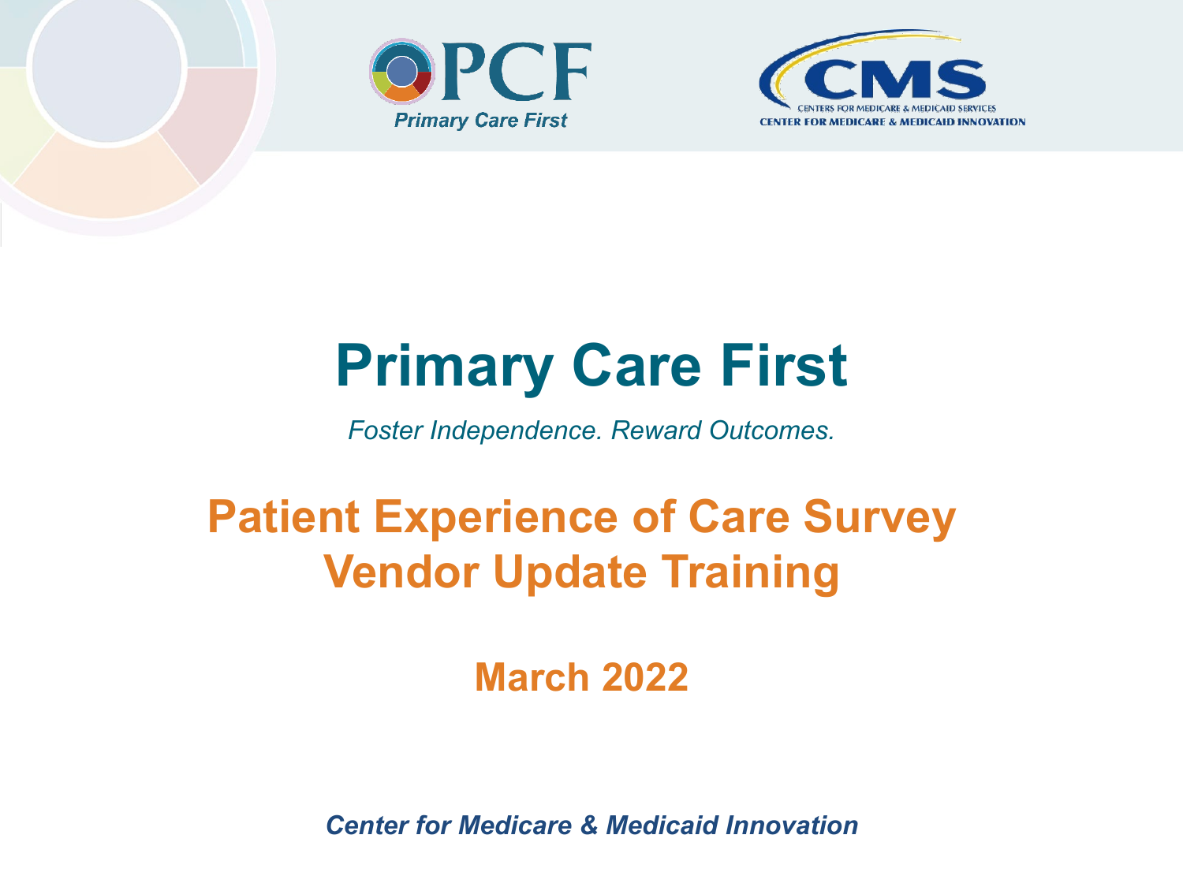PCF Primary Care First

CMS Centers for Medicare & Medicaid Services
Center for Medicare & Medicaid Innovation

# Primary Care First

*Foster Independence. Reward Outcomes.*

## Patient Experience of Care Survey Vendor Update Training

**March 2022**

***Center for Medicare & Medicaid Innovation***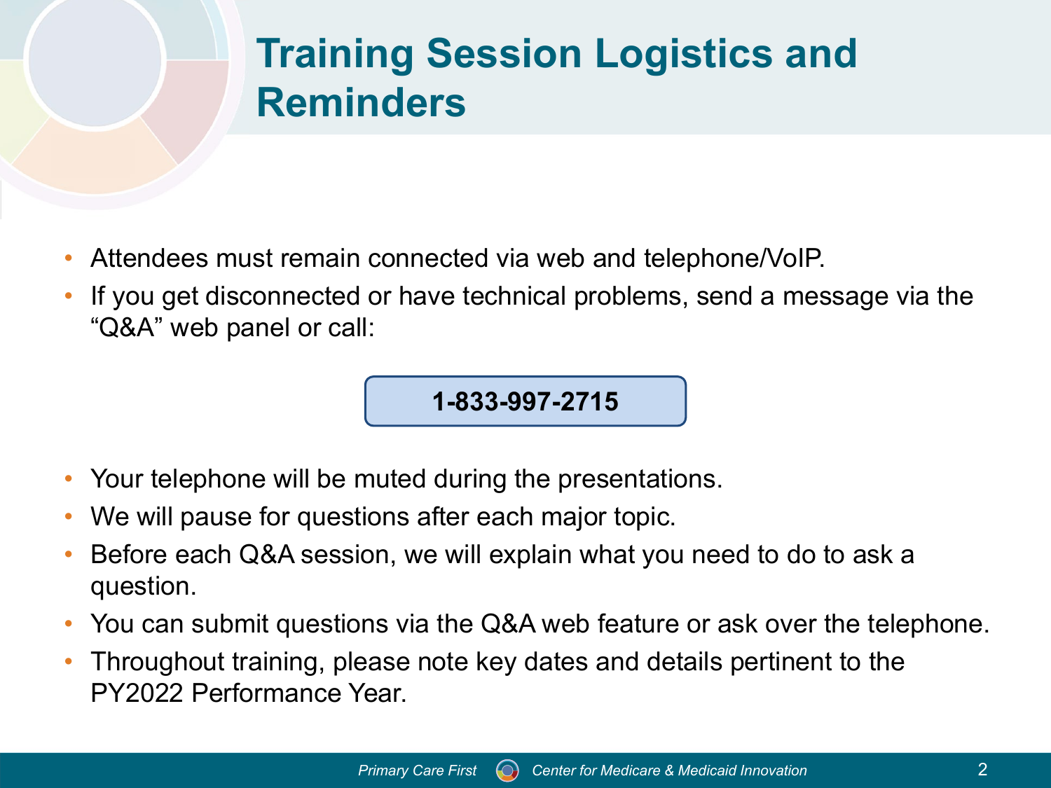# Training Session Logistics and Reminders

- Attendees must remain connected via web and telephone/VoIP.
- If you get disconnected or have technical problems, send a message via the "Q&A" web panel or call:

**1-833-997-2715**

- Your telephone will be muted during the presentations.
- We will pause for questions after each major topic.
- Before each Q&A session, we will explain what you need to do to ask a question.
- You can submit questions via the Q&A web feature or ask over the telephone.
- Throughout training, please note key dates and details pertinent to the PY2022 Performance Year.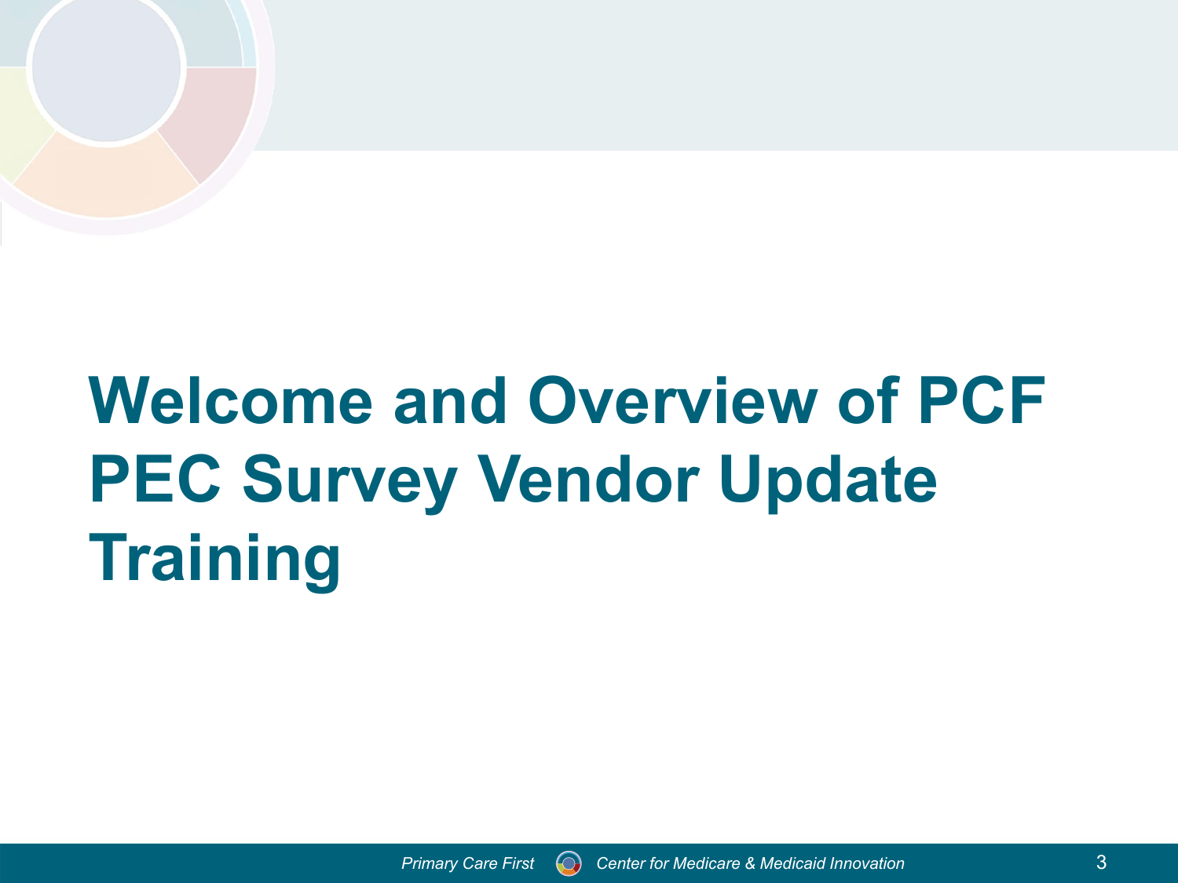# Welcome and Overview of PCF PEC Survey Vendor Update Training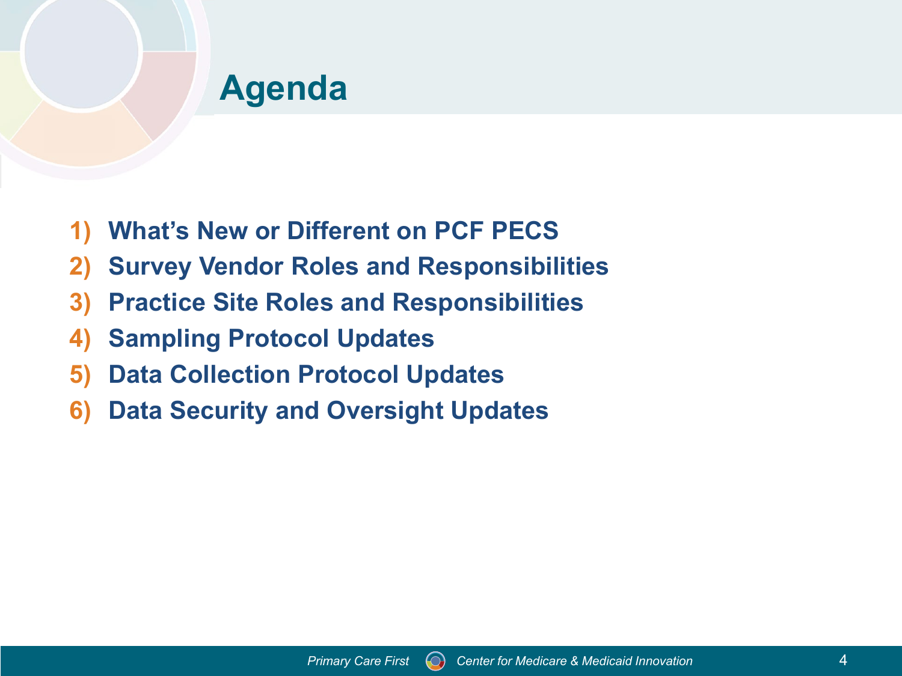# Agenda

1) What's New or Different on PCF PECS
2) Survey Vendor Roles and Responsibilities
3) Practice Site Roles and Responsibilities
4) Sampling Protocol Updates
5) Data Collection Protocol Updates
6) Data Security and Oversight Updates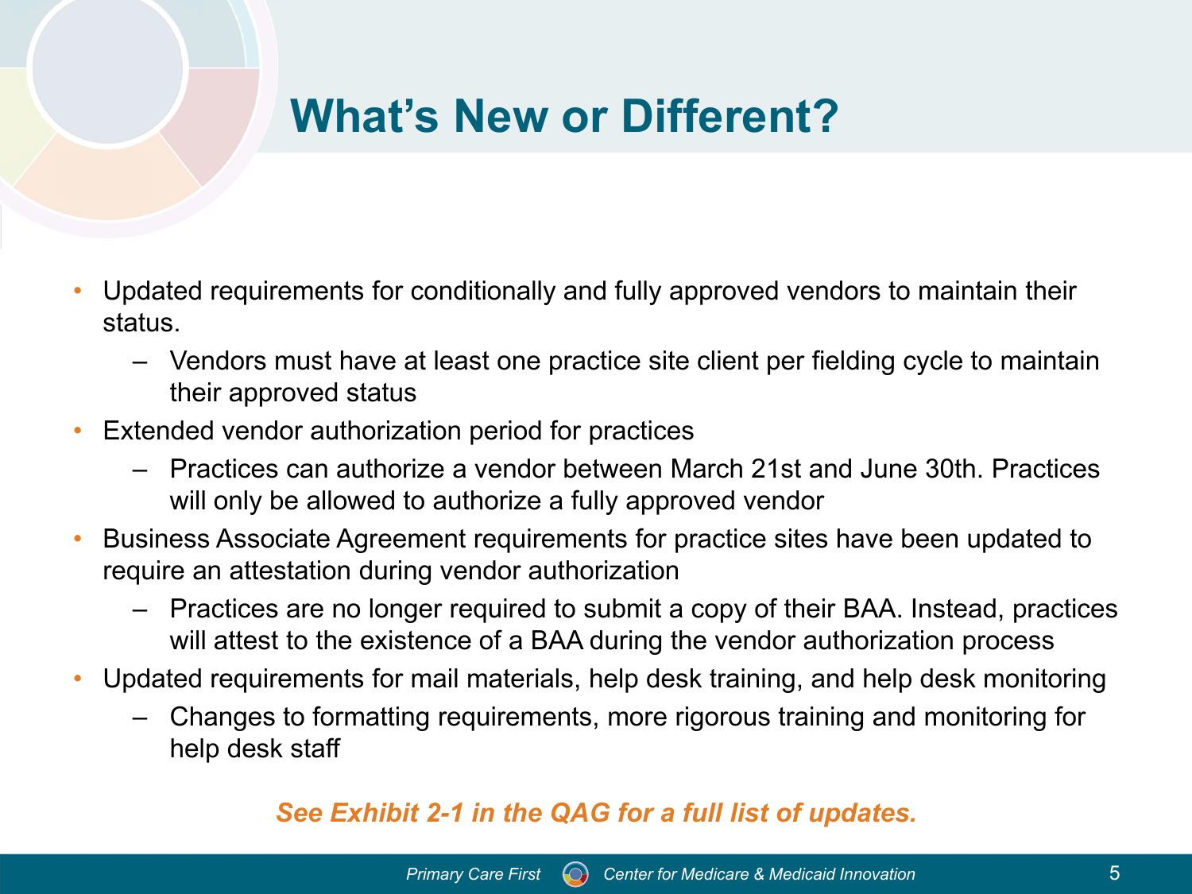# What's New or Different?

- Updated requirements for conditionally and fully approved vendors to maintain their status.
  - Vendors must have at least one practice site client per fielding cycle to maintain their approved status
- Extended vendor authorization period for practices
  - Practices can authorize a vendor between March 21st and June 30th. Practices will only be allowed to authorize a fully approved vendor
- Business Associate Agreement requirements for practice sites have been updated to require an attestation during vendor authorization
  - Practices are no longer required to submit a copy of their BAA. Instead, practices will attest to the existence of a BAA during the vendor authorization process
- Updated requirements for mail materials, help desk training, and help desk monitoring
  - Changes to formatting requirements, more rigorous training and monitoring for help desk staff

***See Exhibit 2-1 in the QAG for a full list of updates.***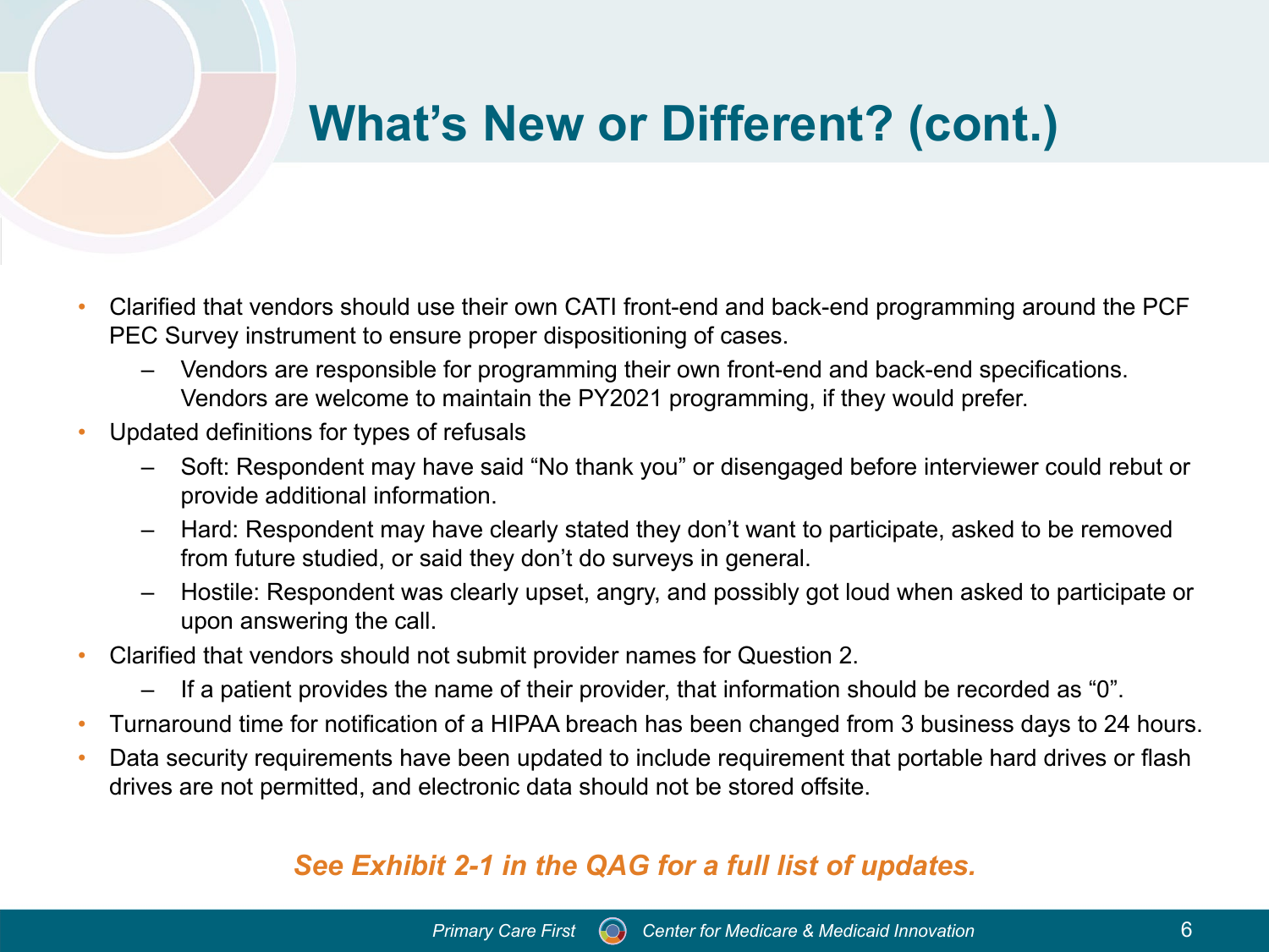# What's New or Different? (cont.)

- Clarified that vendors should use their own CATI front-end and back-end programming around the PCF PEC Survey instrument to ensure proper dispositioning of cases.
  - Vendors are responsible for programming their own front-end and back-end specifications. Vendors are welcome to maintain the PY2021 programming, if they would prefer.
- Updated definitions for types of refusals
  - Soft: Respondent may have said "No thank you" or disengaged before interviewer could rebut or provide additional information.
  - Hard: Respondent may have clearly stated they don't want to participate, asked to be removed from future studied, or said they don't do surveys in general.
  - Hostile: Respondent was clearly upset, angry, and possibly got loud when asked to participate or upon answering the call.
- Clarified that vendors should not submit provider names for Question 2.
  - If a patient provides the name of their provider, that information should be recorded as "0".
- Turnaround time for notification of a HIPAA breach has been changed from 3 business days to 24 hours.
- Data security requirements have been updated to include requirement that portable hard drives or flash drives are not permitted, and electronic data should not be stored offsite.

***See Exhibit 2-1 in the QAG for a full list of updates.***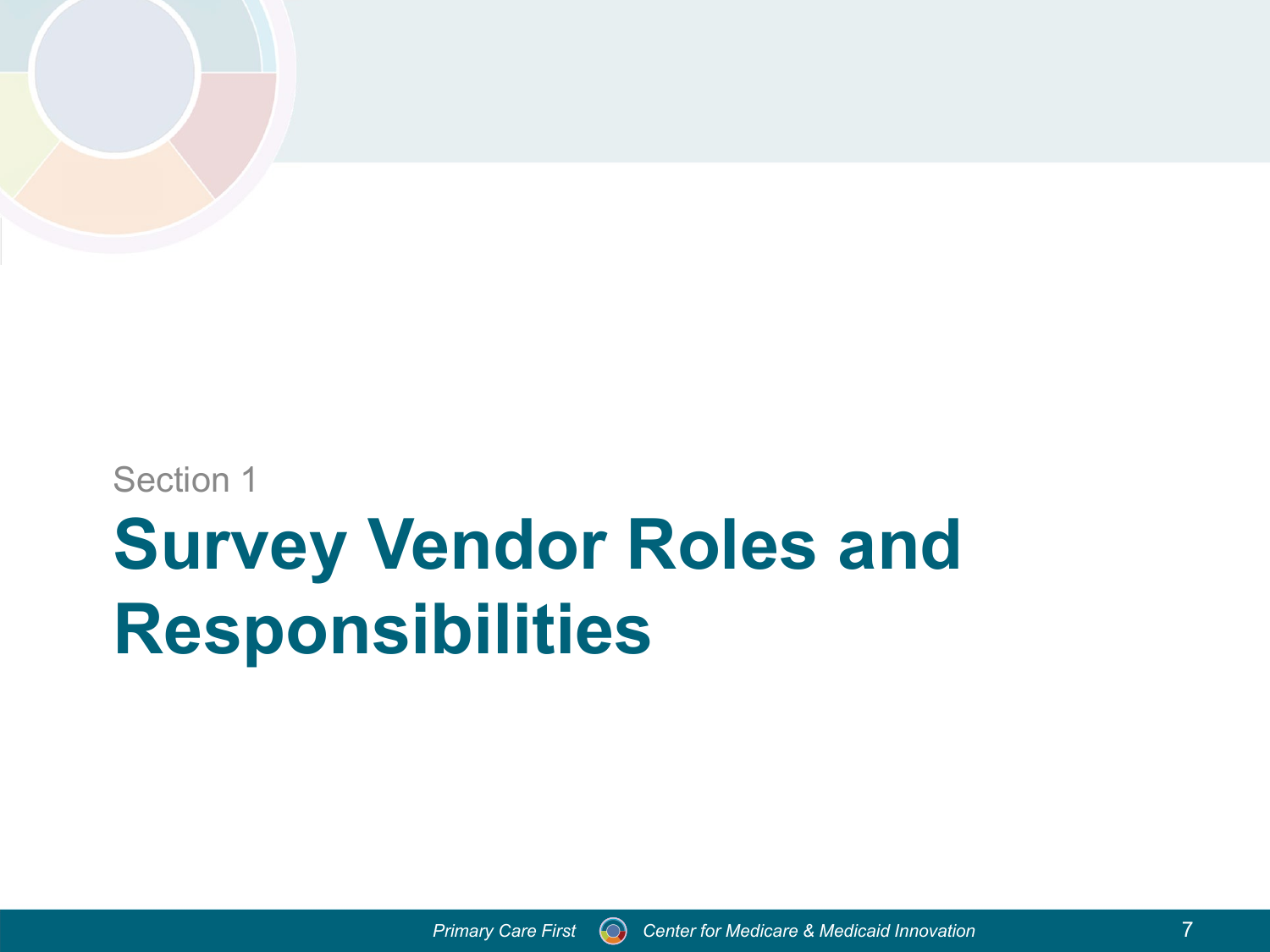Section 1

# Survey Vendor Roles and Responsibilities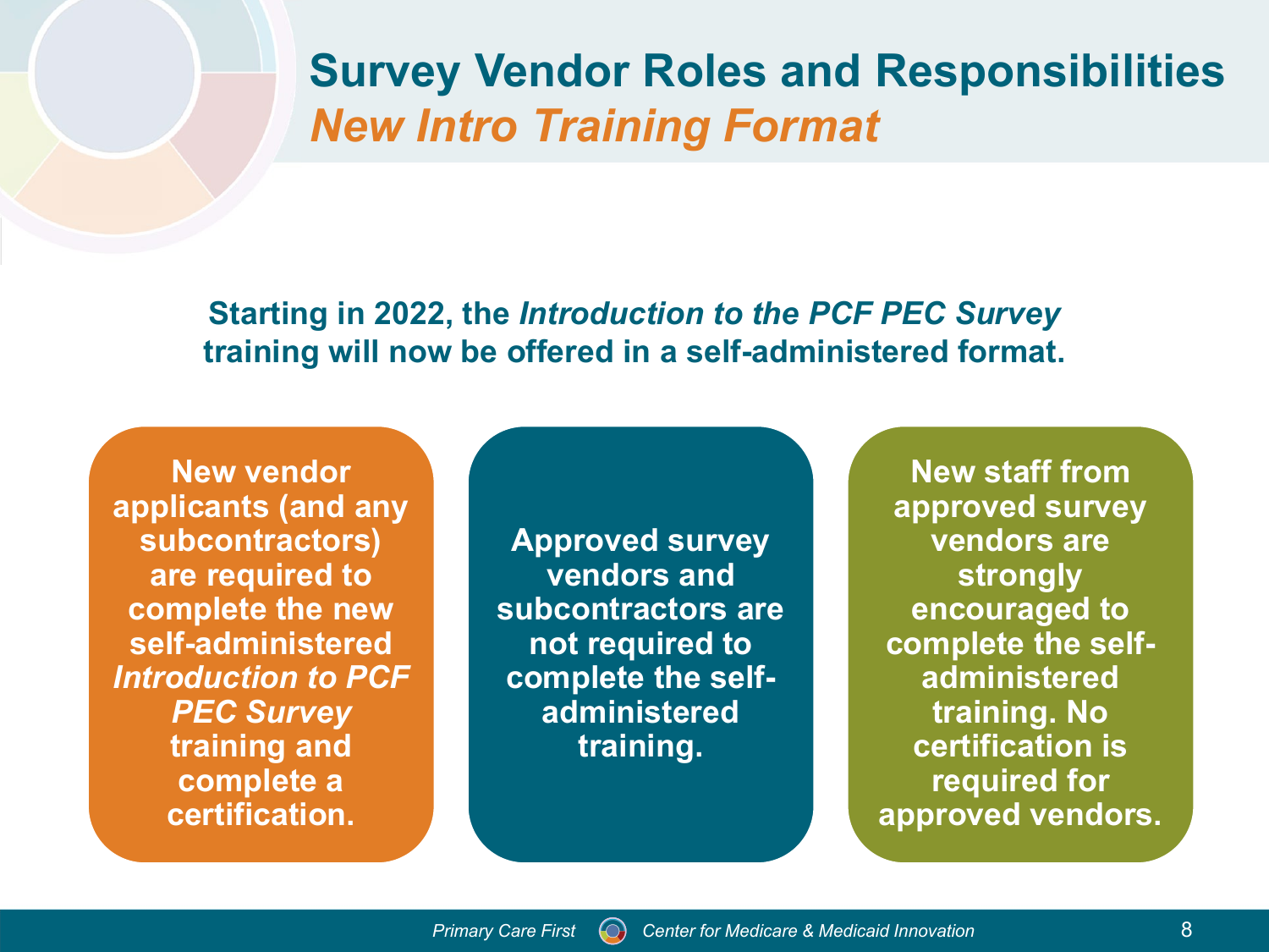# Survey Vendor Roles and Responsibilities

## *New Intro Training Format*

**Starting in 2022, the *Introduction to the PCF PEC Survey* training will now be offered in a self-administered format.**

**New vendor applicants (and any subcontractors) are required to complete the new self-administered *Introduction to PCF PEC Survey* training and complete a certification.**

**Approved survey vendors and subcontractors are not required to complete the self-administered training.**

**New staff from approved survey vendors are strongly encouraged to complete the self-administered training. No certification is required for approved vendors.**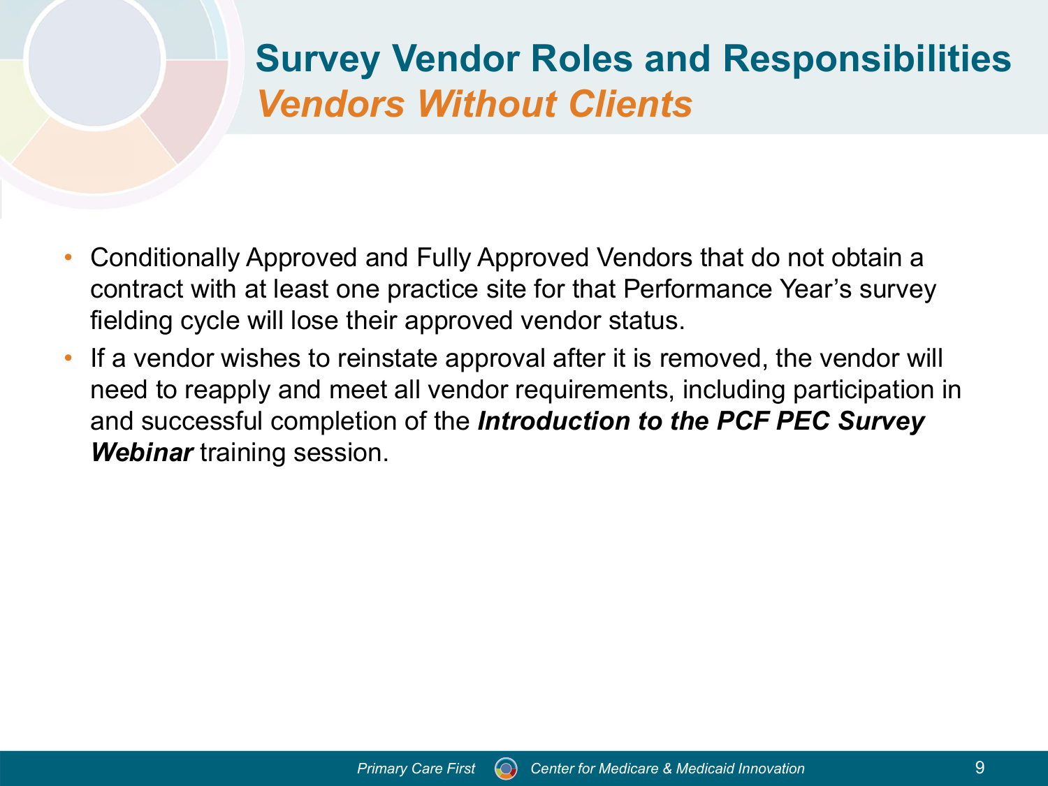# Survey Vendor Roles and Responsibilities

## *Vendors Without Clients*

- Conditionally Approved and Fully Approved Vendors that do not obtain a contract with at least one practice site for that Performance Year's survey fielding cycle will lose their approved vendor status.
- If a vendor wishes to reinstate approval after it is removed, the vendor will need to reapply and meet all vendor requirements, including participation in and successful completion of the ***Introduction to the PCF PEC Survey Webinar*** training session.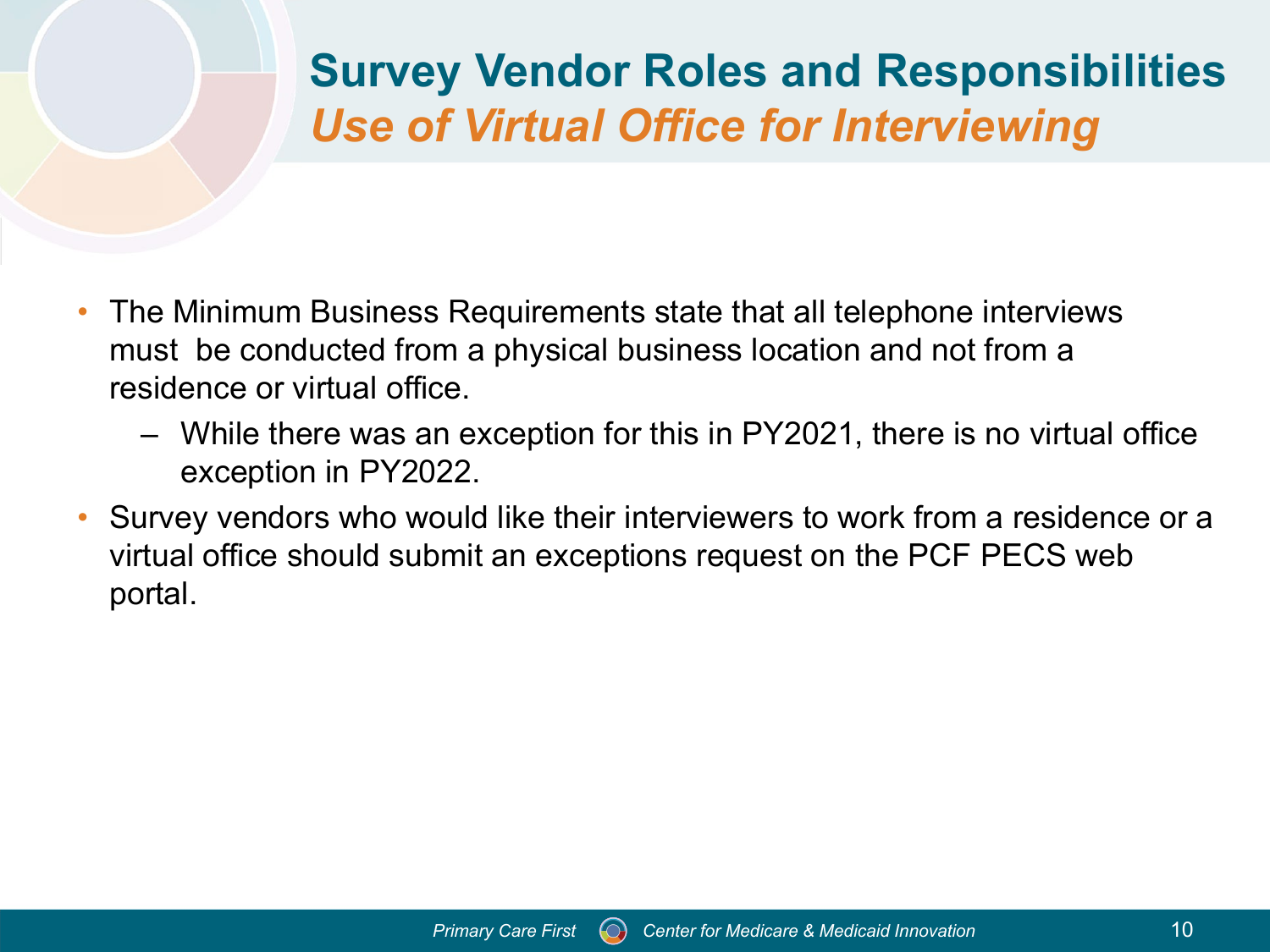# Survey Vendor Roles and Responsibilities

## *Use of Virtual Office for Interviewing*

- The Minimum Business Requirements state that all telephone interviews must be conducted from a physical business location and not from a residence or virtual office.
  - While there was an exception for this in PY2021, there is no virtual office exception in PY2022.
- Survey vendors who would like their interviewers to work from a residence or a virtual office should submit an exceptions request on the PCF PECS web portal.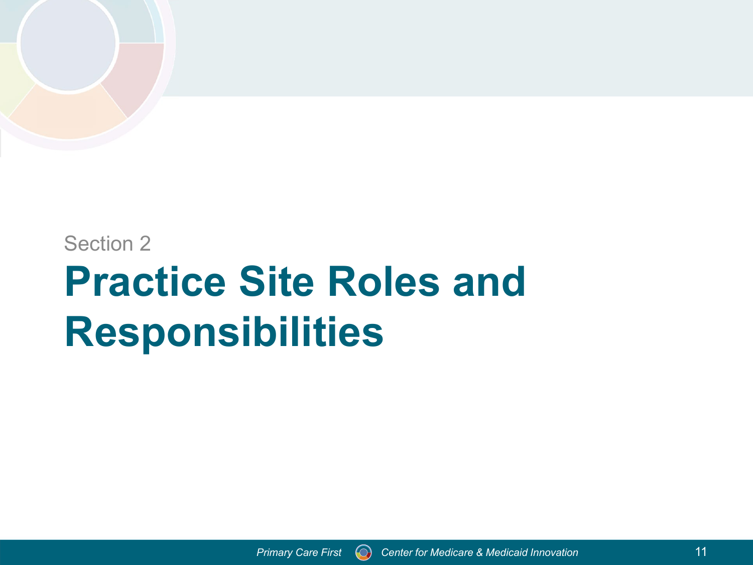Section 2

# Practice Site Roles and Responsibilities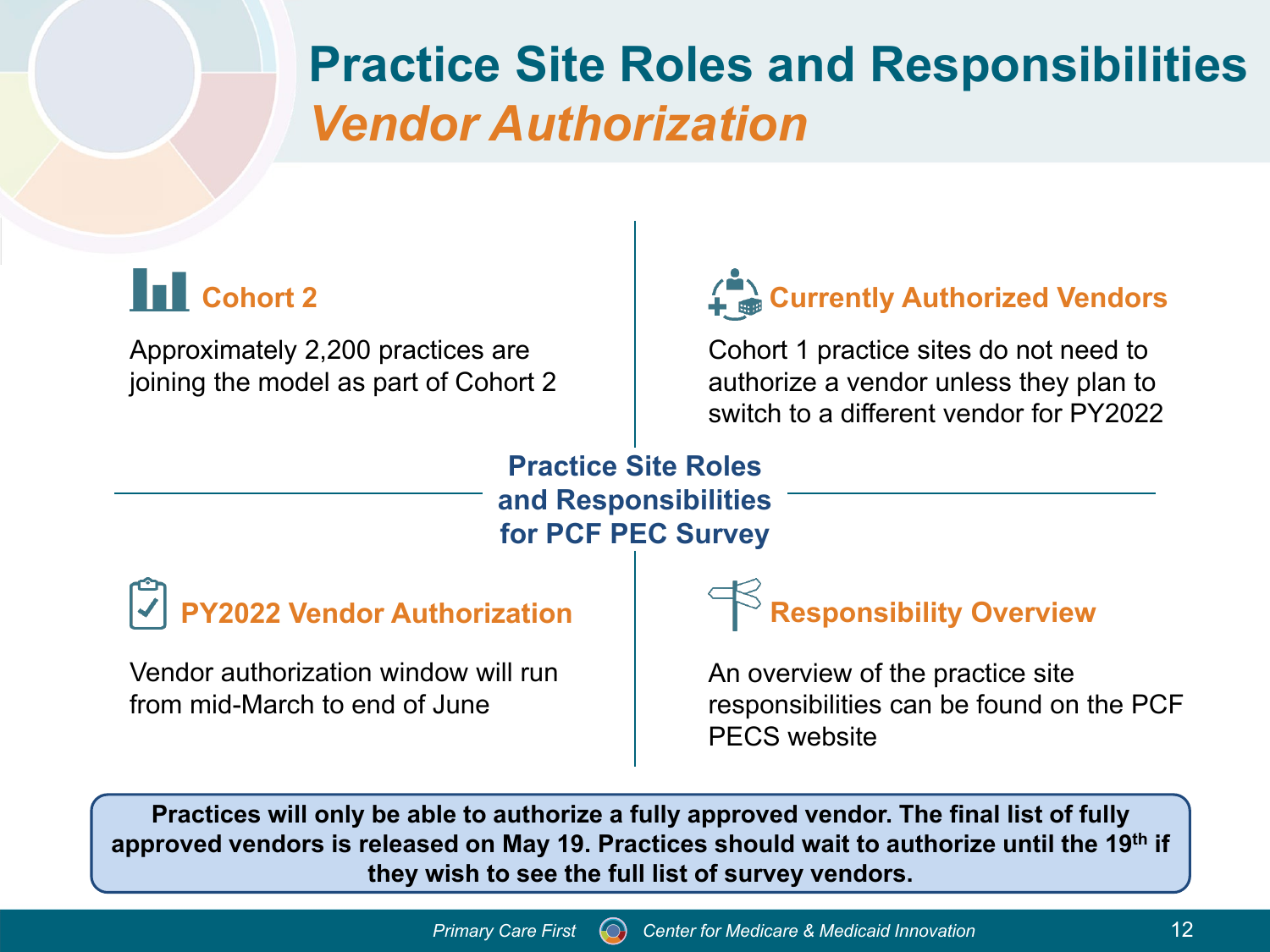# Practice Site Roles and Responsibilities

## *Vendor Authorization*

### Practice Site Roles and Responsibilities for PCF PEC Survey

### Cohort 2

Approximately 2,200 practices are joining the model as part of Cohort 2

### Currently Authorized Vendors

Cohort 1 practice sites do not need to authorize a vendor unless they plan to switch to a different vendor for PY2022

### PY2022 Vendor Authorization

Vendor authorization window will run from mid-March to end of June

### Responsibility Overview

An overview of the practice site responsibilities can be found on the PCF PECS website

**Practices will only be able to authorize a fully approved vendor. The final list of fully approved vendors is released on May 19. Practices should wait to authorize until the 19th if they wish to see the full list of survey vendors.**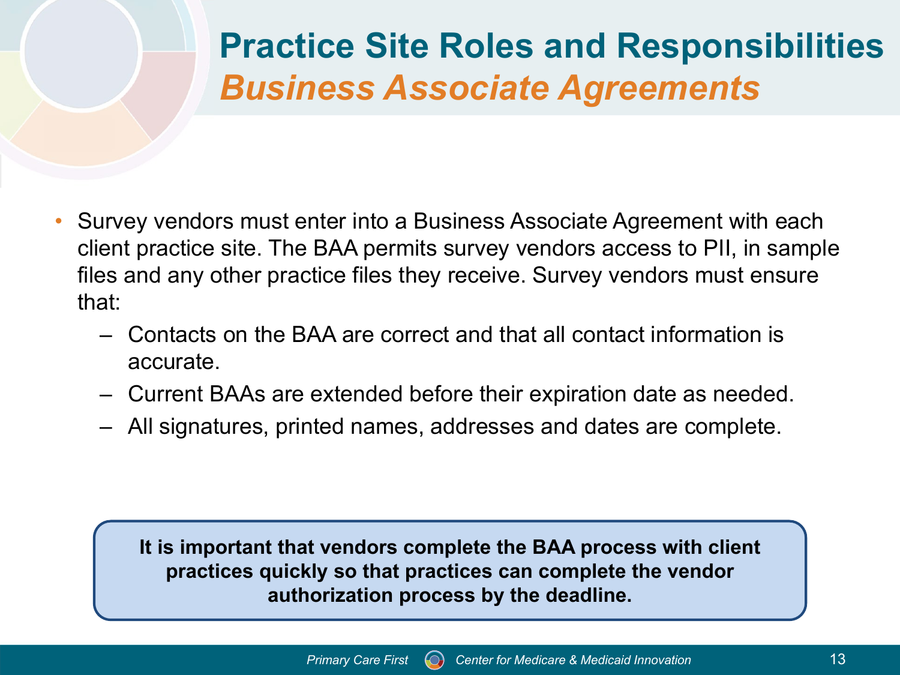# Practice Site Roles and Responsibilities

## *Business Associate Agreements*

- Survey vendors must enter into a Business Associate Agreement with each client practice site. The BAA permits survey vendors access to PII, in sample files and any other practice files they receive. Survey vendors must ensure that:
  - Contacts on the BAA are correct and that all contact information is accurate.
  - Current BAAs are extended before their expiration date as needed.
  - All signatures, printed names, addresses and dates are complete.

**It is important that vendors complete the BAA process with client practices quickly so that practices can complete the vendor authorization process by the deadline.**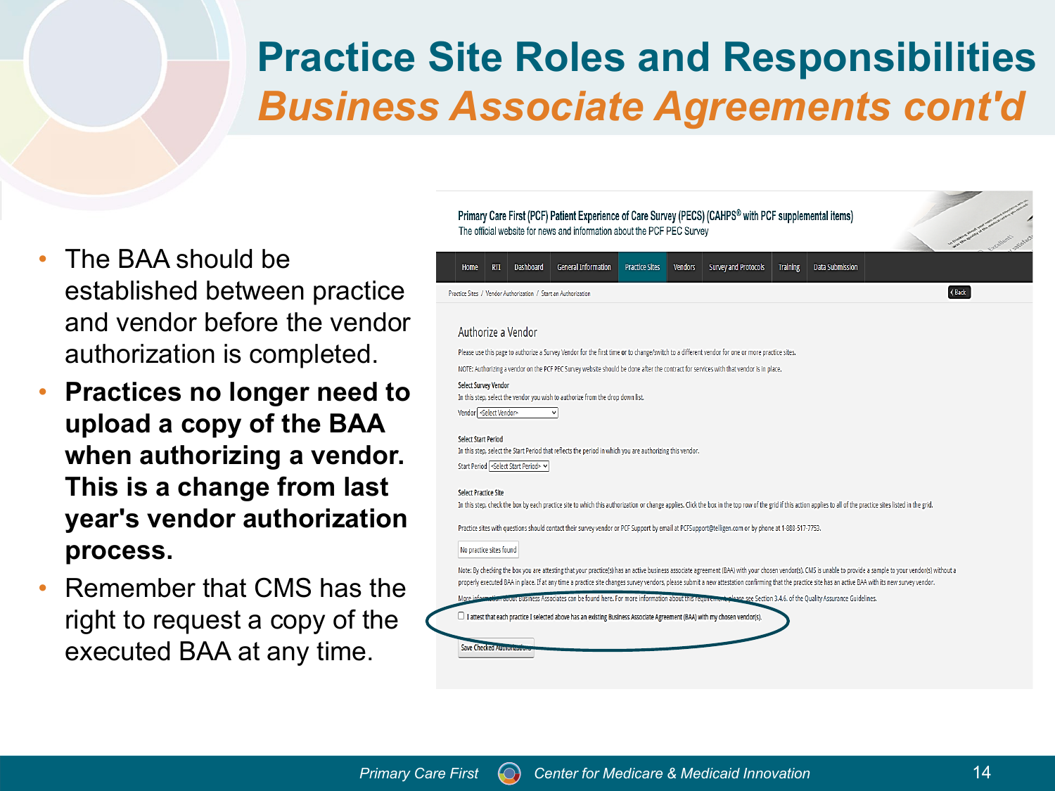# Practice Site Roles and Responsibilities

## *Business Associate Agreements cont'd*

- The BAA should be established between practice and vendor before the vendor authorization is completed.
- **Practices no longer need to upload a copy of the BAA when authorizing a vendor. This is a change from last year's vendor authorization process.**
- Remember that CMS has the right to request a copy of the executed BAA at any time.

Primary Care First (PCF) Patient Experience of Care Survey (PECS) (CAHPS® with PCF supplemental items)
The official website for news and information about the PCF PEC Survey

Home | RTI | Dashboard | General Information | Practice Sites | Vendors | Survey and Protocols | Training | Data Submission

Practice Sites / Vendor Authorization / Start an Authorization

Back

### Authorize a Vendor

Please use this page to authorize a Survey Vendor for the first time or to change/switch to a different vendor for one or more practice sites.

NOTE: Authorizing a vendor on the PCF PEC Survey website should be done after the contract for services with that vendor is in place.

**Select Survey Vendor**
In this step, select the vendor you wish to authorize from the drop down list.

Vendor <Select Vendor>

**Select Start Period**
In this step, select the Start Period that reflects the period in which you are authorizing this vendor.

Start Period <Select Start Period>

**Select Practice Site**
In this step, check the box by each practice site to which this authorization or change applies. Click the box in the top row of the grid if this action applies to all of the practice sites listed in the grid.

Practice sites with questions should contact their survey vendor or PCF Support by email at PCFSupport@telligen.com or by phone at 1-888-517-7753.

No practice sites found

Note: By checking the box you are attesting that your practice(s) has an active business associate agreement (BAA) with your chosen vendor(s). CMS is unable to provide a sample to your vendor(s) without a properly executed BAA in place. If at any time a practice site changes survey vendors, please submit a new attestation confirming that the practice site has an active BAA with its new survey vendor.

More information about Business Associates can be found here. For more information about this requirement, please see Section 3.4.6. of the Quality Assurance Guidelines.

☐ I attest that each practice I selected above has an existing Business Associate Agreement (BAA) with my chosen vendor(s).

Save Checked Authorizations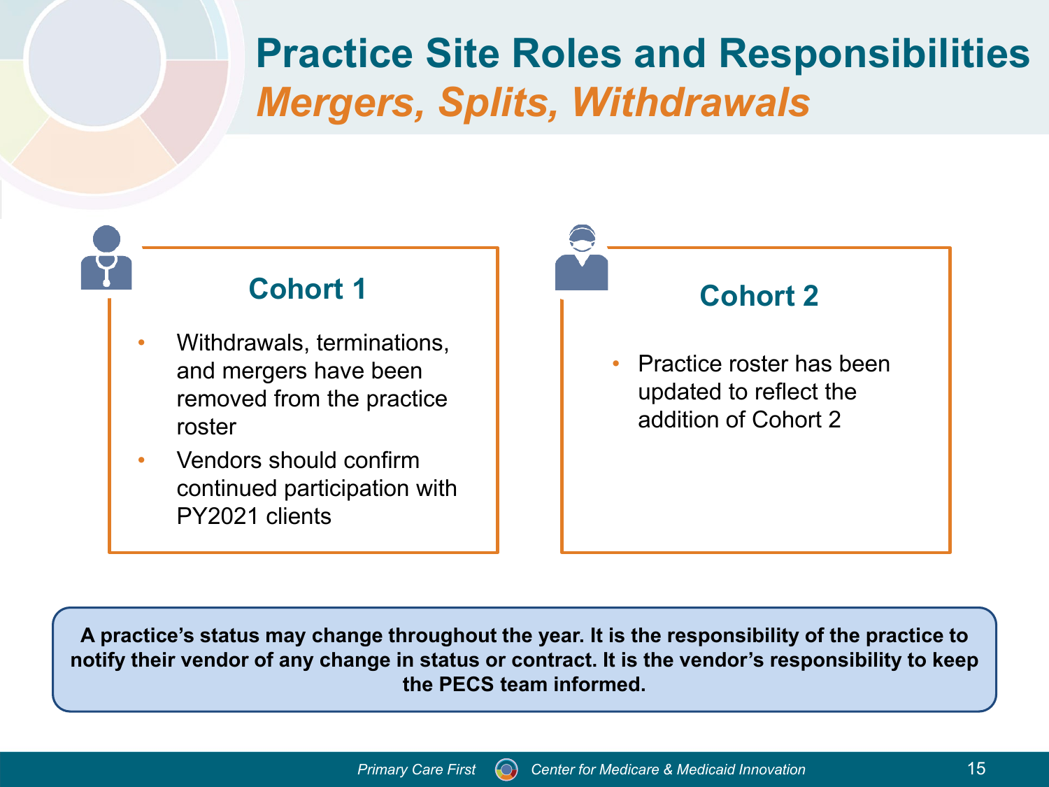# Practice Site Roles and Responsibilities

## *Mergers, Splits, Withdrawals*

### Cohort 1

- Withdrawals, terminations, and mergers have been removed from the practice roster
- Vendors should confirm continued participation with PY2021 clients

### Cohort 2

- Practice roster has been updated to reflect the addition of Cohort 2

**A practice's status may change throughout the year. It is the responsibility of the practice to notify their vendor of any change in status or contract. It is the vendor's responsibility to keep the PECS team informed.**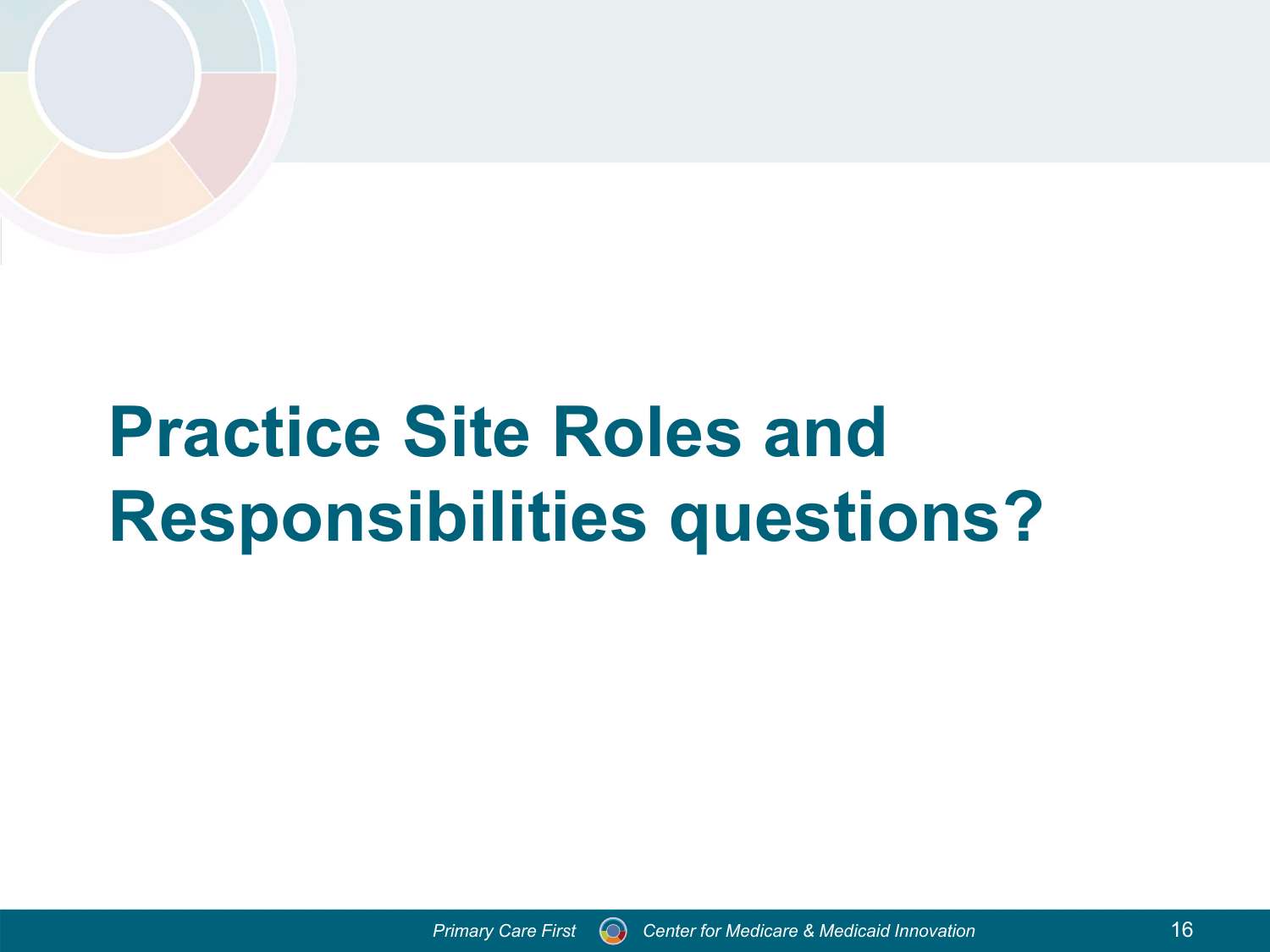# Practice Site Roles and Responsibilities questions?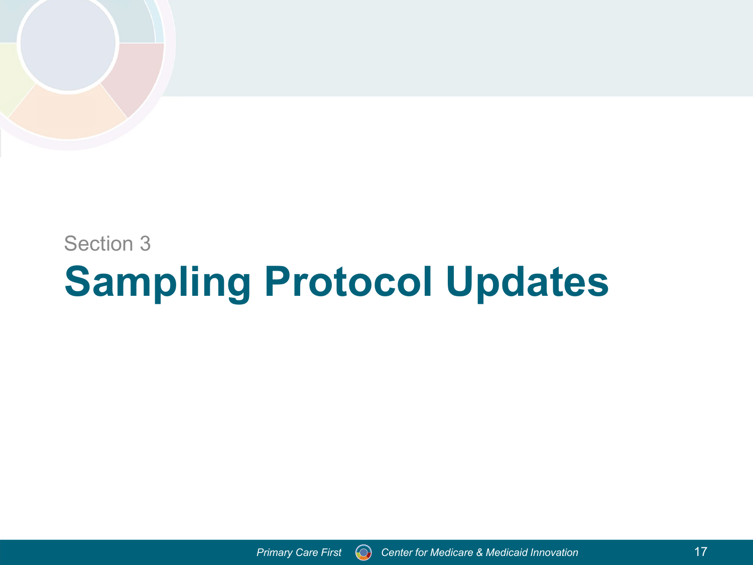Section 3

# Sampling Protocol Updates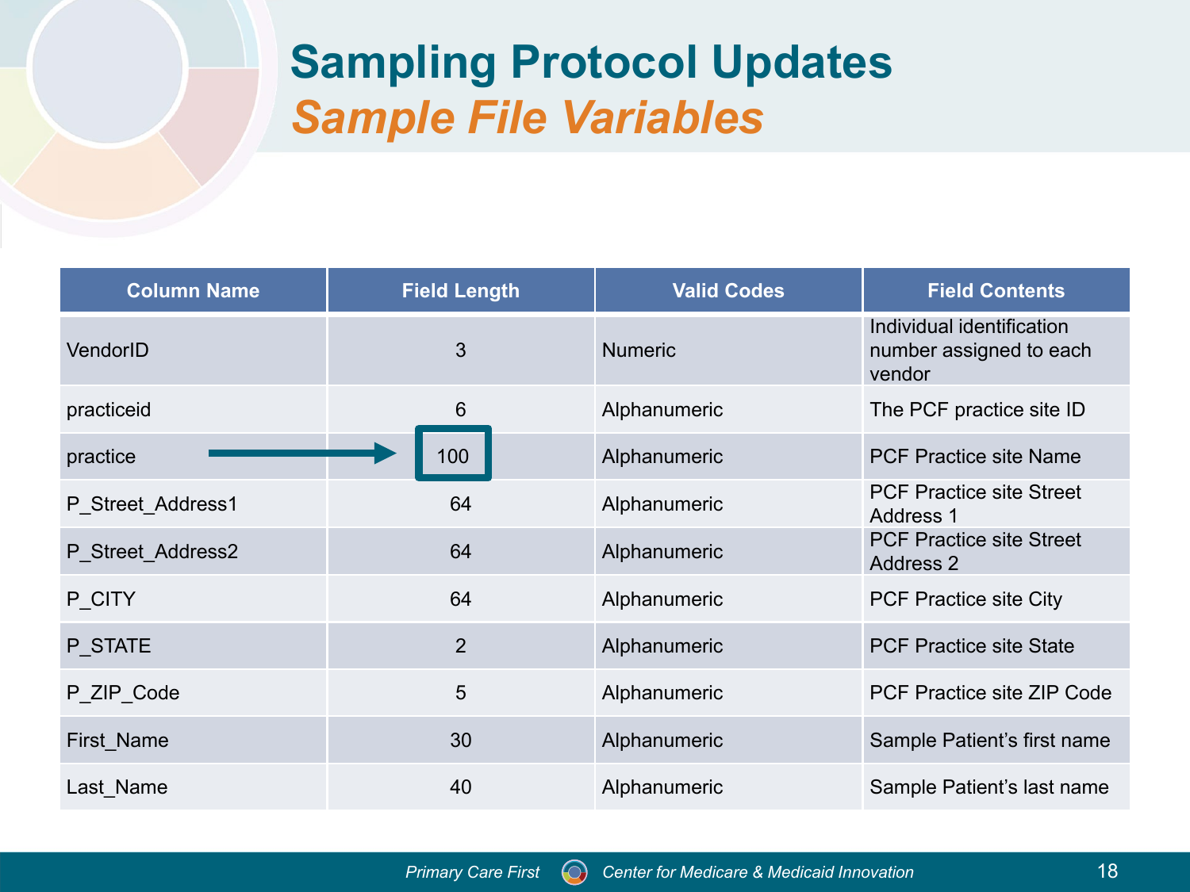# Sampling Protocol Updates

## *Sample File Variables*

| Column Name | Field Length | Valid Codes | Field Contents |
|---|---|---|---|
| VendorID | 3 | Numeric | Individual identification number assigned to each vendor |
| practiceid | 6 | Alphanumeric | The PCF practice site ID |
| practice | 100 | Alphanumeric | PCF Practice site Name |
| P_Street_Address1 | 64 | Alphanumeric | PCF Practice site Street Address 1 |
| P_Street_Address2 | 64 | Alphanumeric | PCF Practice site Street Address 2 |
| P_CITY | 64 | Alphanumeric | PCF Practice site City |
| P_STATE | 2 | Alphanumeric | PCF Practice site State |
| P_ZIP_Code | 5 | Alphanumeric | PCF Practice site ZIP Code |
| First_Name | 30 | Alphanumeric | Sample Patient's first name |
| Last_Name | 40 | Alphanumeric | Sample Patient's last name |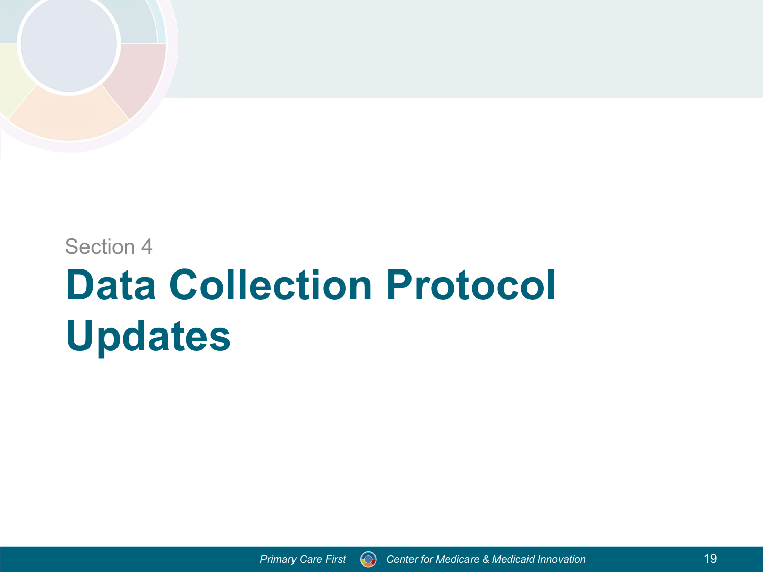Section 4

# Data Collection Protocol Updates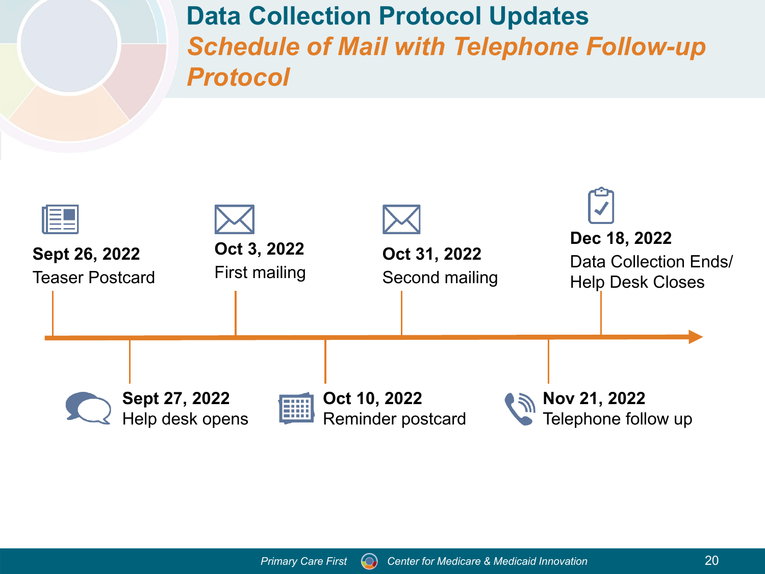# Data Collection Protocol Updates

## *Schedule of Mail with Telephone Follow-up Protocol*

- **Sept 26, 2022** Teaser Postcard
- **Sept 27, 2022** Help desk opens
- **Oct 3, 2022** First mailing
- **Oct 10, 2022** Reminder postcard
- **Oct 31, 2022** Second mailing
- **Nov 21, 2022** Telephone follow up
- **Dec 18, 2022** Data Collection Ends/ Help Desk Closes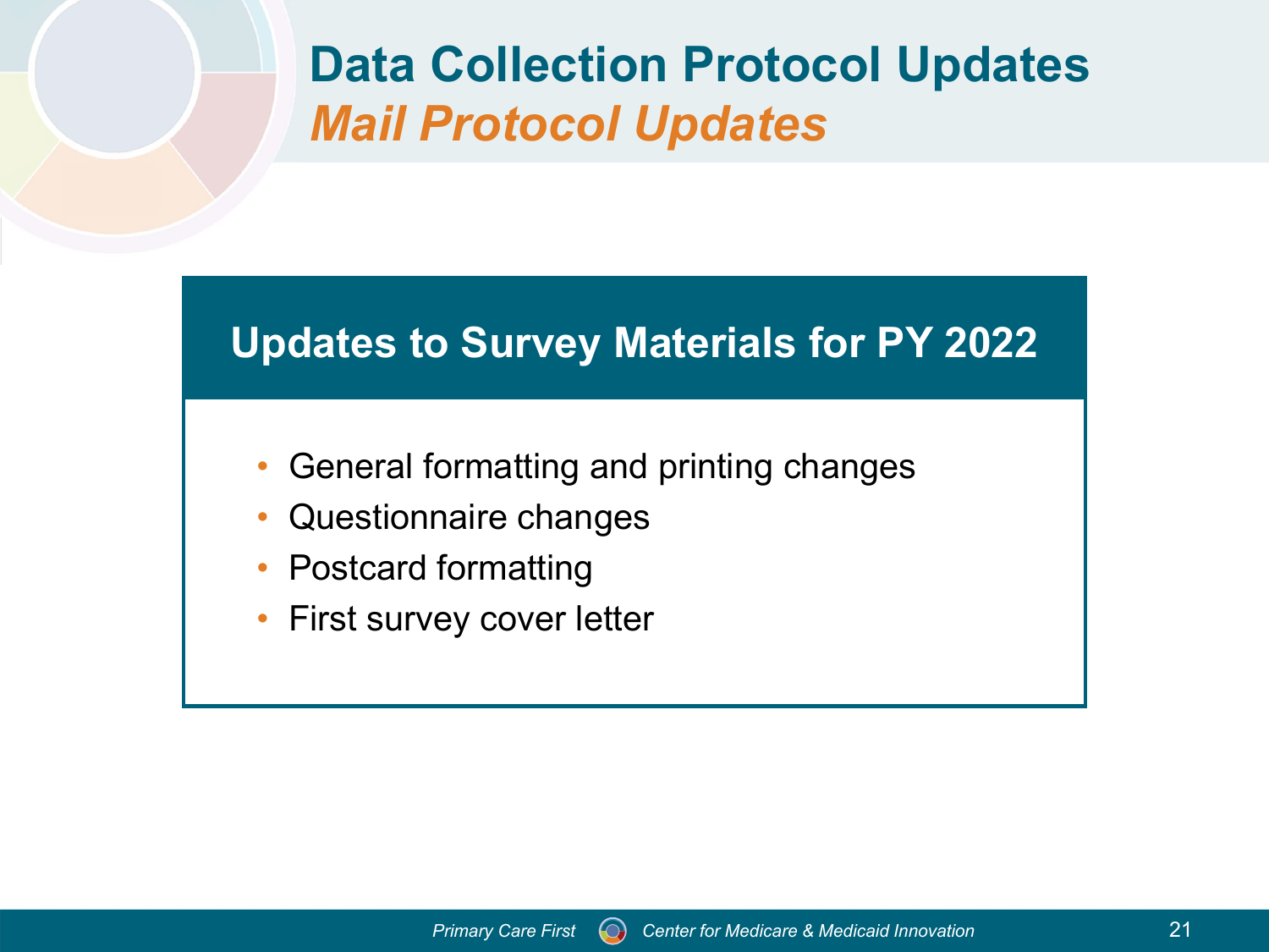# Data Collection Protocol Updates

## *Mail Protocol Updates*

### Updates to Survey Materials for PY 2022

- General formatting and printing changes
- Questionnaire changes
- Postcard formatting
- First survey cover letter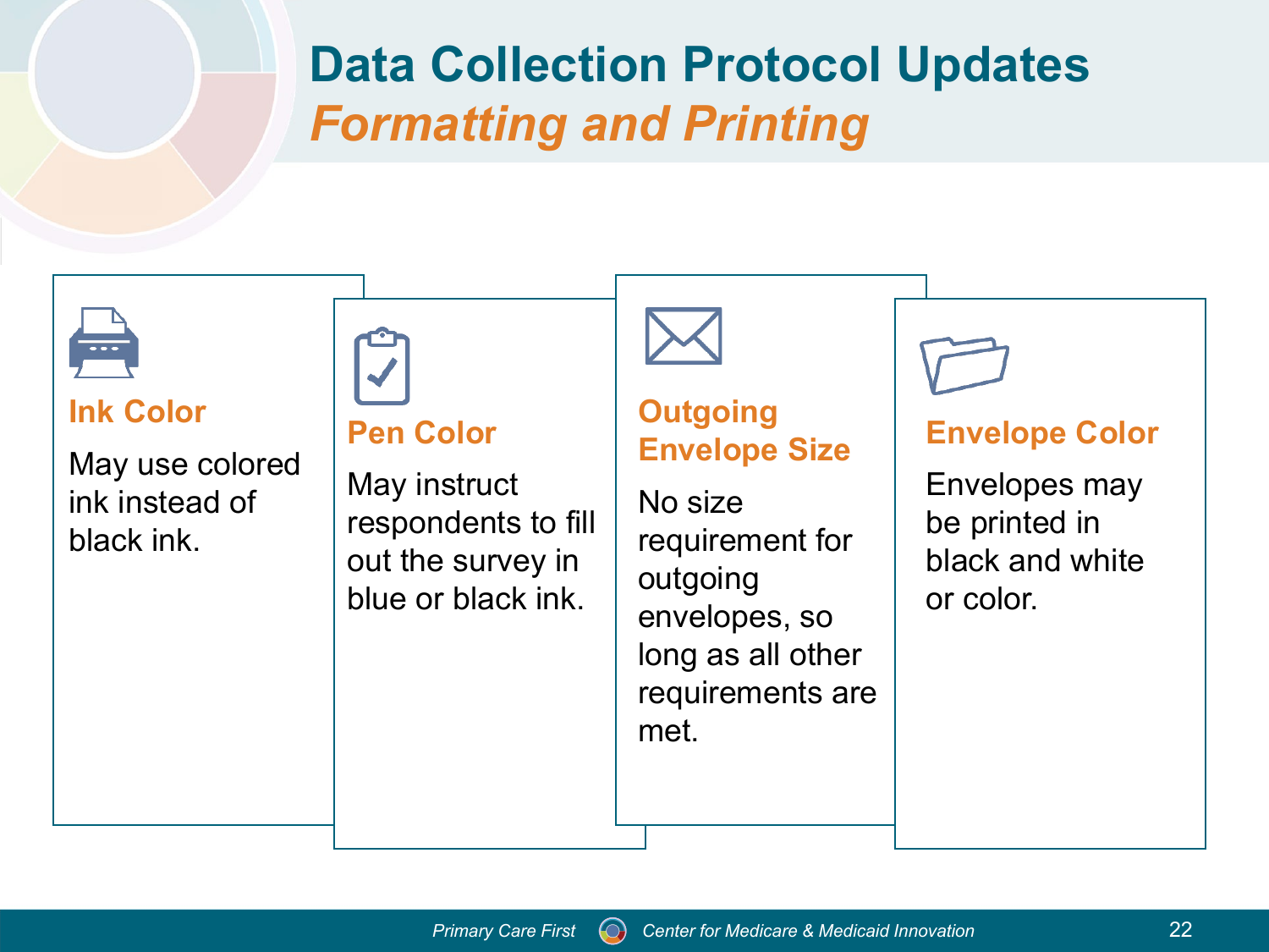# Data Collection Protocol Updates

## *Formatting and Printing*

### Ink Color

May use colored ink instead of black ink.

### Pen Color

May instruct respondents to fill out the survey in blue or black ink.

### Outgoing Envelope Size

No size requirement for outgoing envelopes, so long as all other requirements are met.

### Envelope Color

Envelopes may be printed in black and white or color.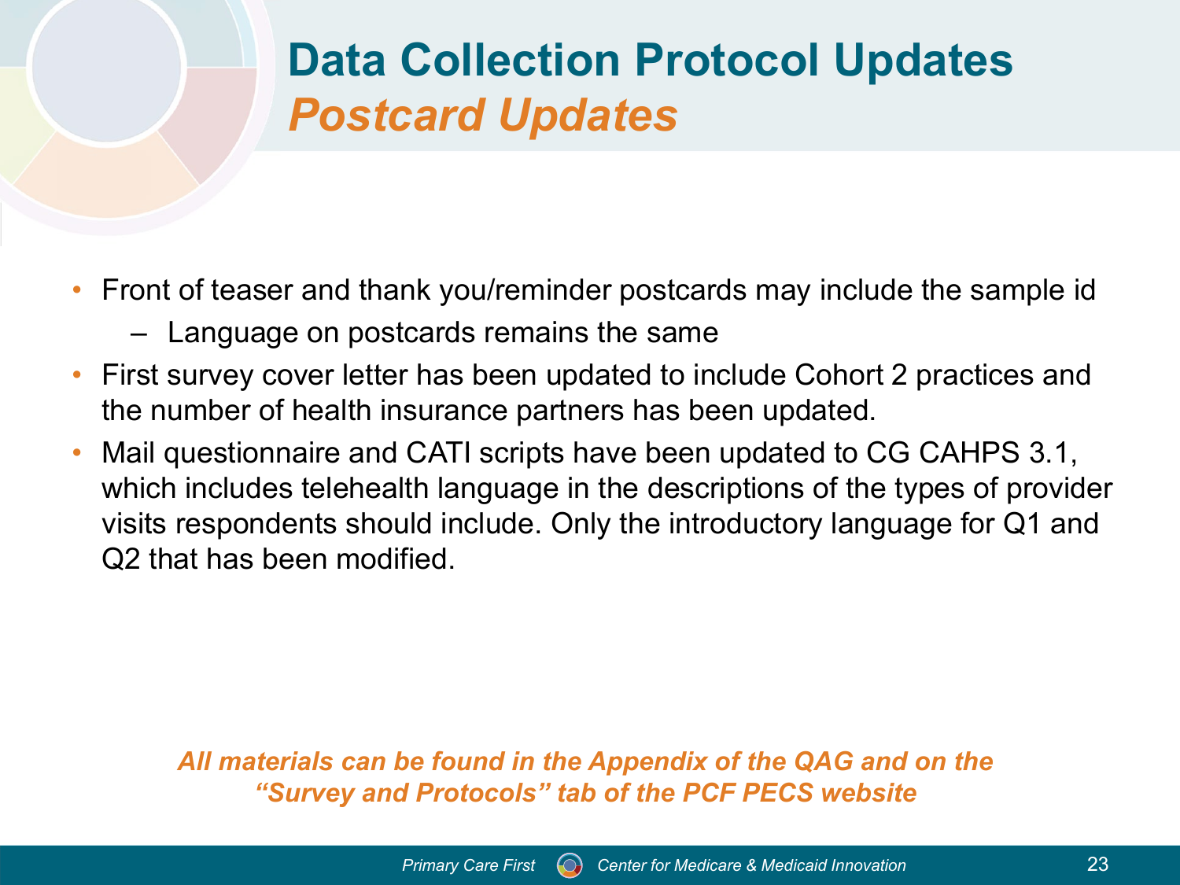# Data Collection Protocol Updates
## *Postcard Updates*

- Front of teaser and thank you/reminder postcards may include the sample id
  - Language on postcards remains the same
- First survey cover letter has been updated to include Cohort 2 practices and the number of health insurance partners has been updated.
- Mail questionnaire and CATI scripts have been updated to CG CAHPS 3.1, which includes telehealth language in the descriptions of the types of provider visits respondents should include. Only the introductory language for Q1 and Q2 that has been modified.

***All materials can be found in the Appendix of the QAG and on the "Survey and Protocols" tab of the PCF PECS website***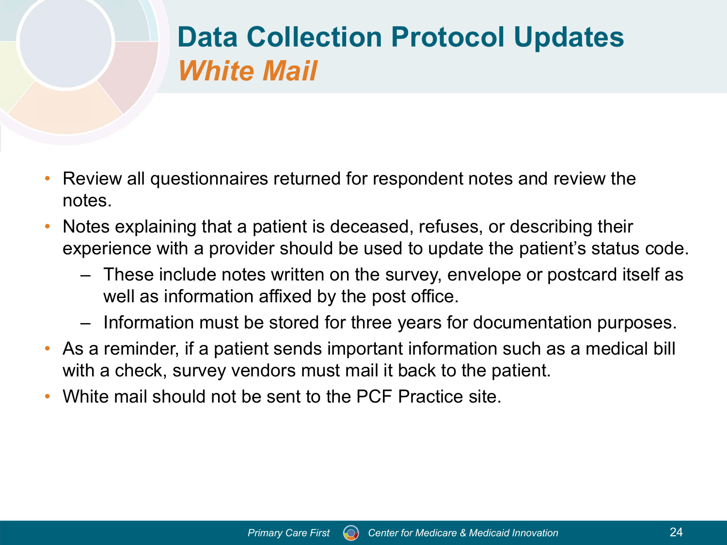# Data Collection Protocol Updates

## *White Mail*

- Review all questionnaires returned for respondent notes and review the notes.
- Notes explaining that a patient is deceased, refuses, or describing their experience with a provider should be used to update the patient's status code.
  - These include notes written on the survey, envelope or postcard itself as well as information affixed by the post office.
  - Information must be stored for three years for documentation purposes.
- As a reminder, if a patient sends important information such as a medical bill with a check, survey vendors must mail it back to the patient.
- White mail should not be sent to the PCF Practice site.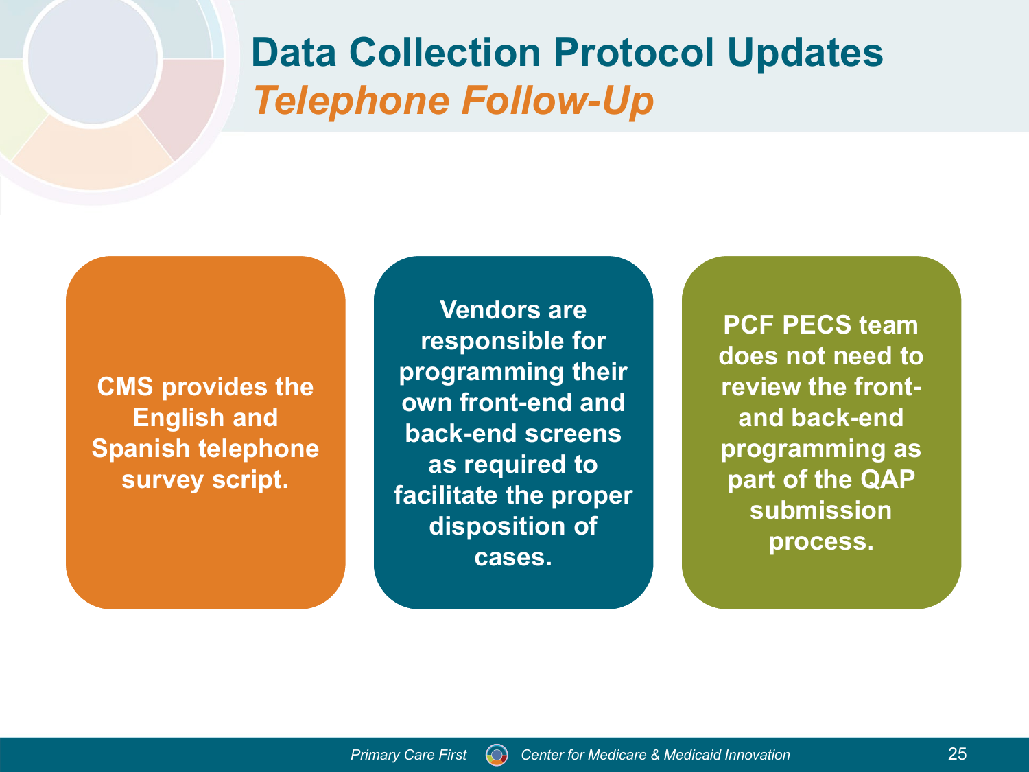# Data Collection Protocol Updates

## *Telephone Follow-Up*

**CMS provides the English and Spanish telephone survey script.**

**Vendors are responsible for programming their own front-end and back-end screens as required to facilitate the proper disposition of cases.**

**PCF PECS team does not need to review the front- and back-end programming as part of the QAP submission process.**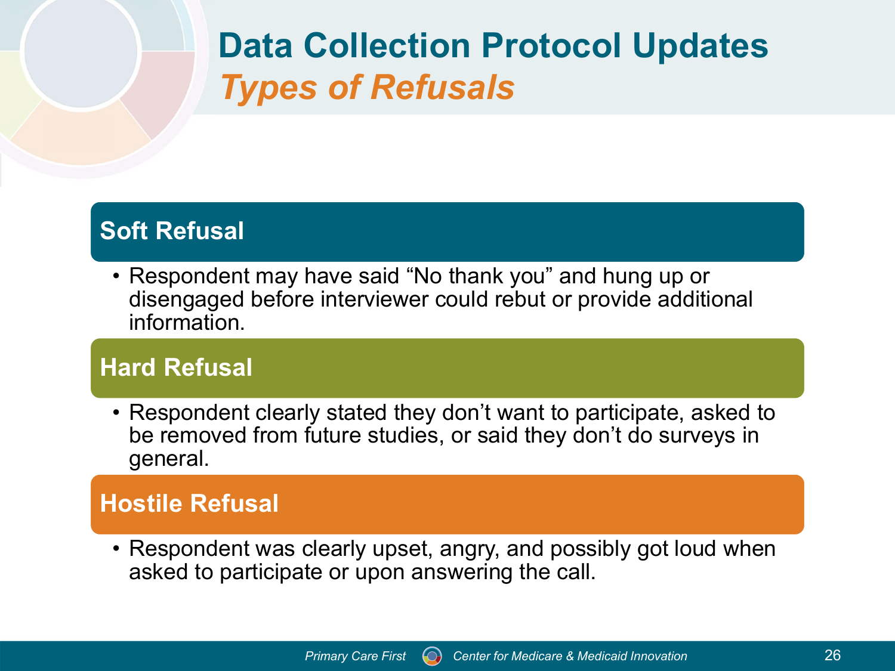# Data Collection Protocol Updates

## *Types of Refusals*

### Soft Refusal

- Respondent may have said “No thank you” and hung up or disengaged before interviewer could rebut or provide additional information.

### Hard Refusal

- Respondent clearly stated they don’t want to participate, asked to be removed from future studies, or said they don’t do surveys in general.

### Hostile Refusal

- Respondent was clearly upset, angry, and possibly got loud when asked to participate or upon answering the call.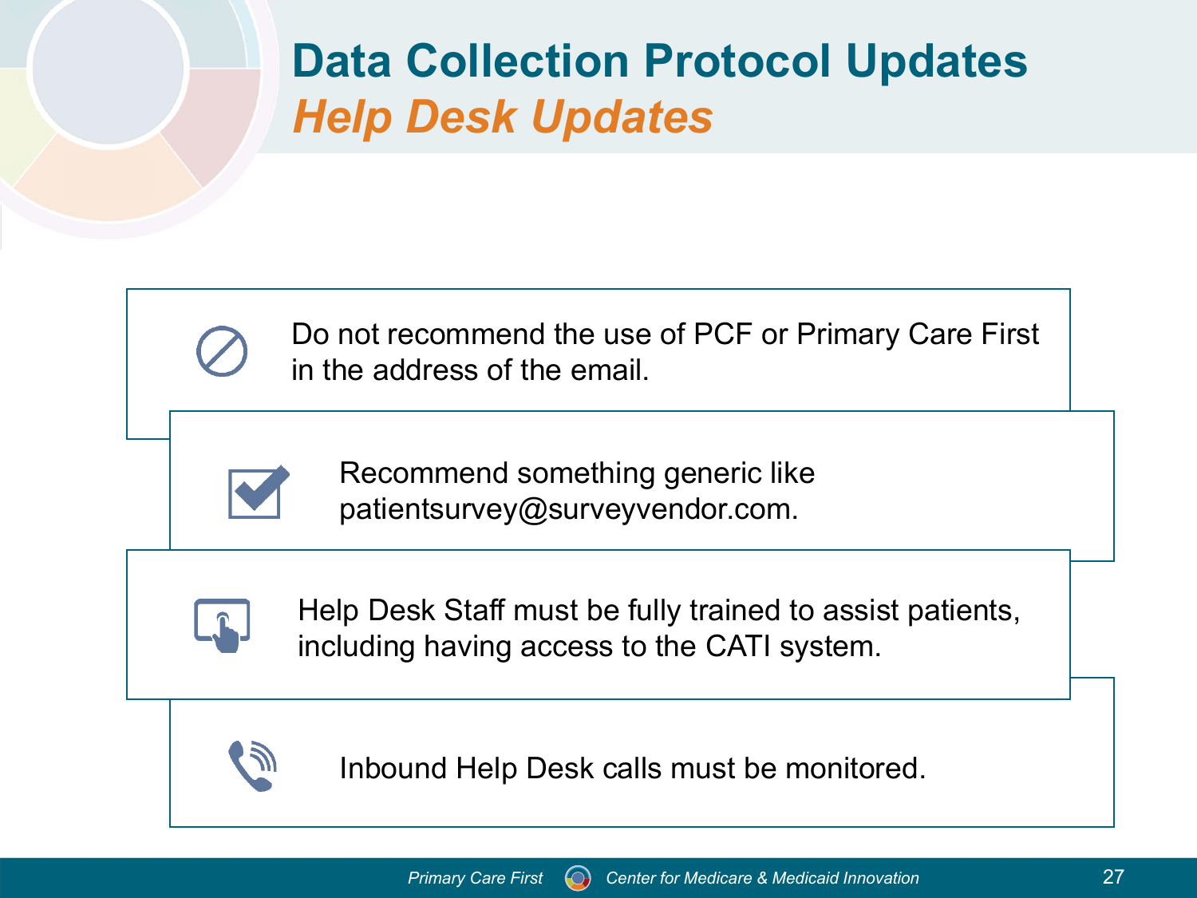# Data Collection Protocol Updates

## *Help Desk Updates*

- Do not recommend the use of PCF or Primary Care First in the address of the email.
- Recommend something generic like patientsurvey@surveyvendor.com.
- Help Desk Staff must be fully trained to assist patients, including having access to the CATI system.
- Inbound Help Desk calls must be monitored.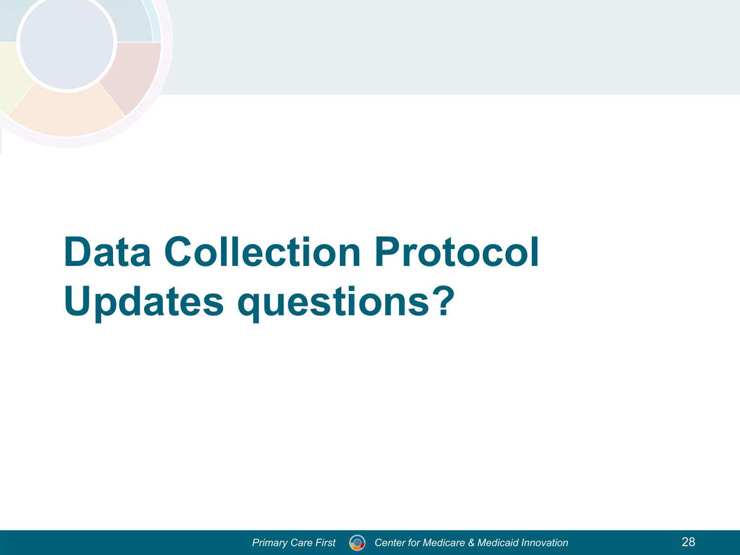# Data Collection Protocol Updates questions?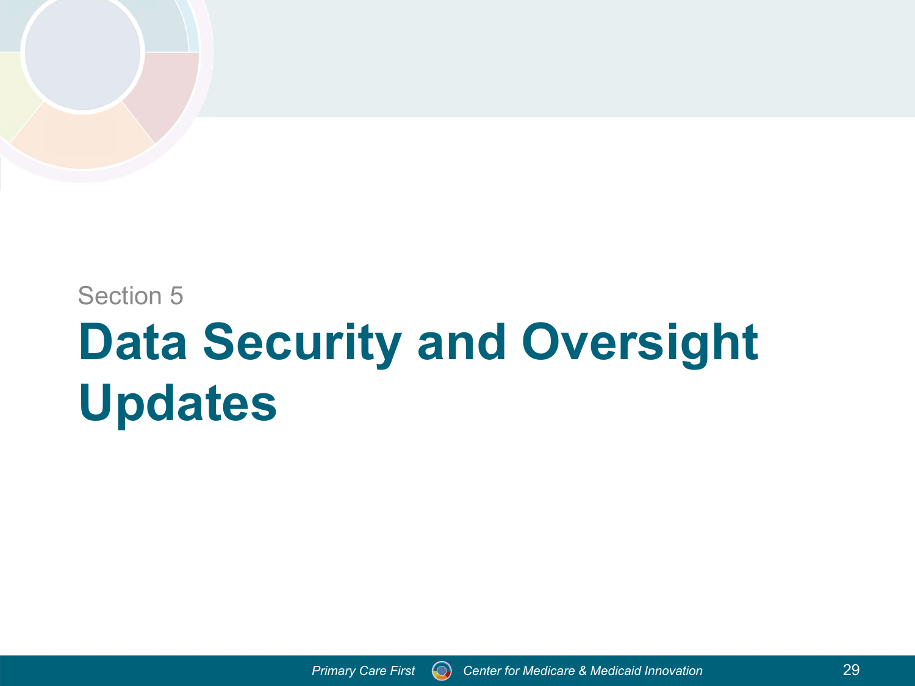Section 5

# Data Security and Oversight Updates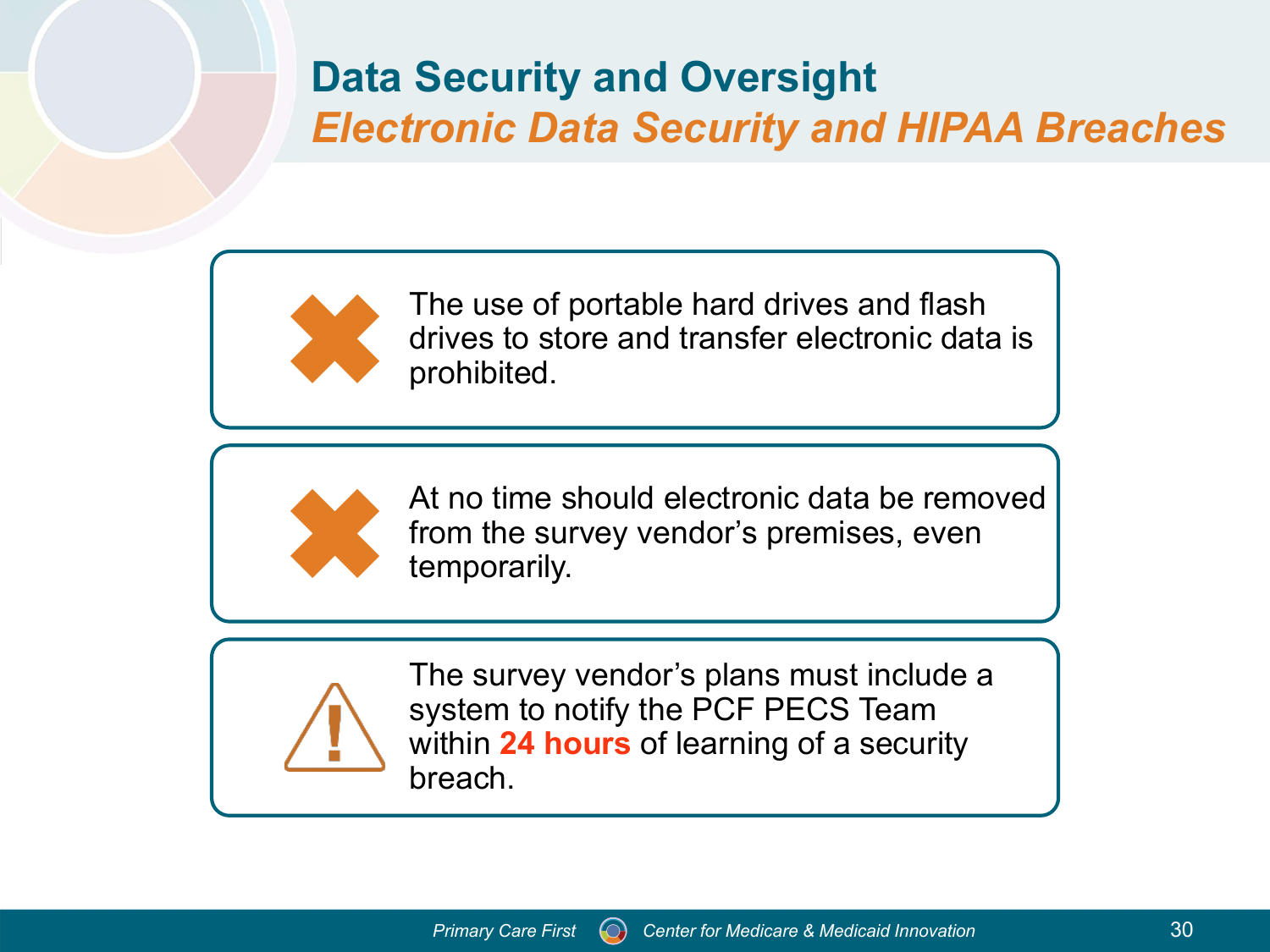# Data Security and Oversight

## *Electronic Data Security and HIPAA Breaches*

- The use of portable hard drives and flash drives to store and transfer electronic data is prohibited.

- At no time should electronic data be removed from the survey vendor's premises, even temporarily.

- The survey vendor's plans must include a system to notify the PCF PECS Team within **24 hours** of learning of a security breach.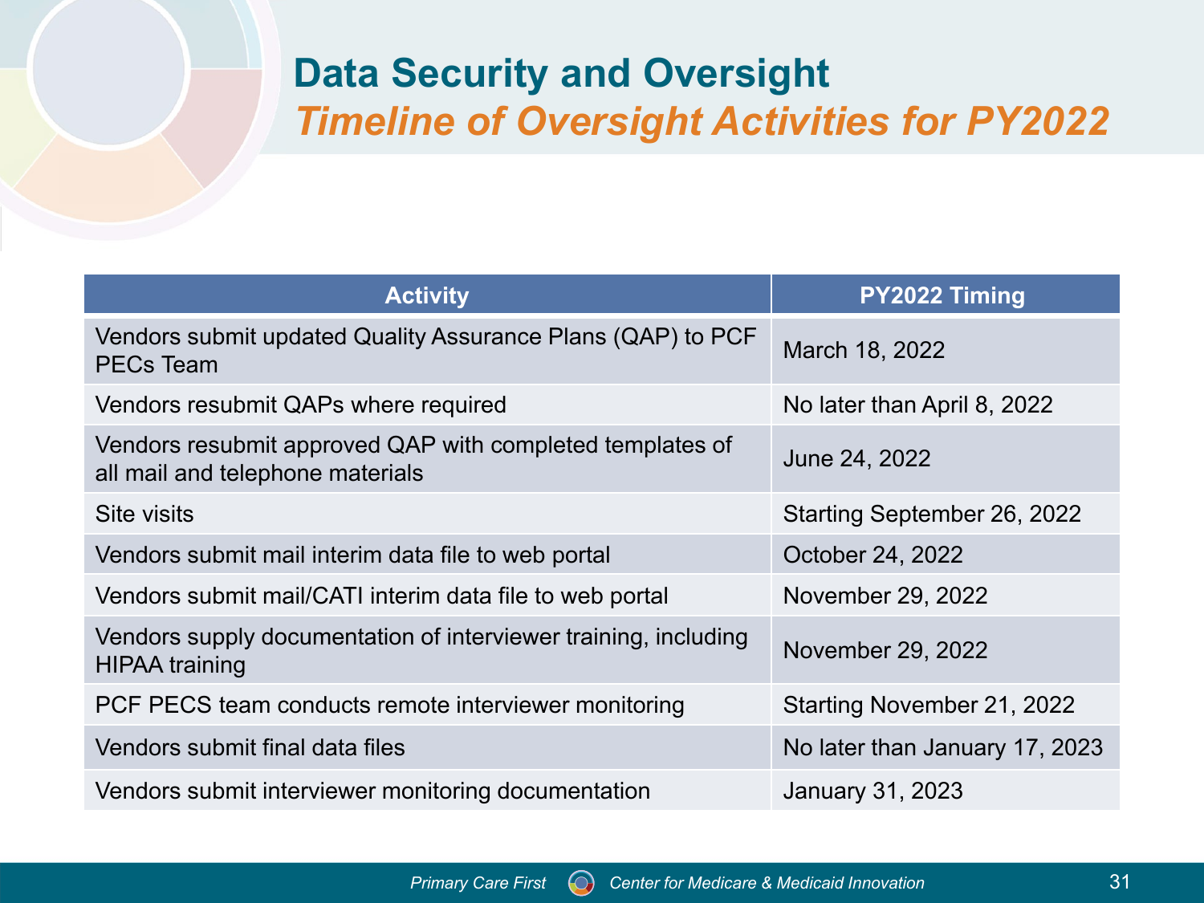# Data Security and Oversight

## *Timeline of Oversight Activities for PY2022*

| Activity | PY2022 Timing |
|---|---|
| Vendors submit updated Quality Assurance Plans (QAP) to PCF PECs Team | March 18, 2022 |
| Vendors resubmit QAPs where required | No later than April 8, 2022 |
| Vendors resubmit approved QAP with completed templates of all mail and telephone materials | June 24, 2022 |
| Site visits | Starting September 26, 2022 |
| Vendors submit mail interim data file to web portal | October 24, 2022 |
| Vendors submit mail/CATI interim data file to web portal | November 29, 2022 |
| Vendors supply documentation of interviewer training, including HIPAA training | November 29, 2022 |
| PCF PECS team conducts remote interviewer monitoring | Starting November 21, 2022 |
| Vendors submit final data files | No later than January 17, 2023 |
| Vendors submit interviewer monitoring documentation | January 31, 2023 |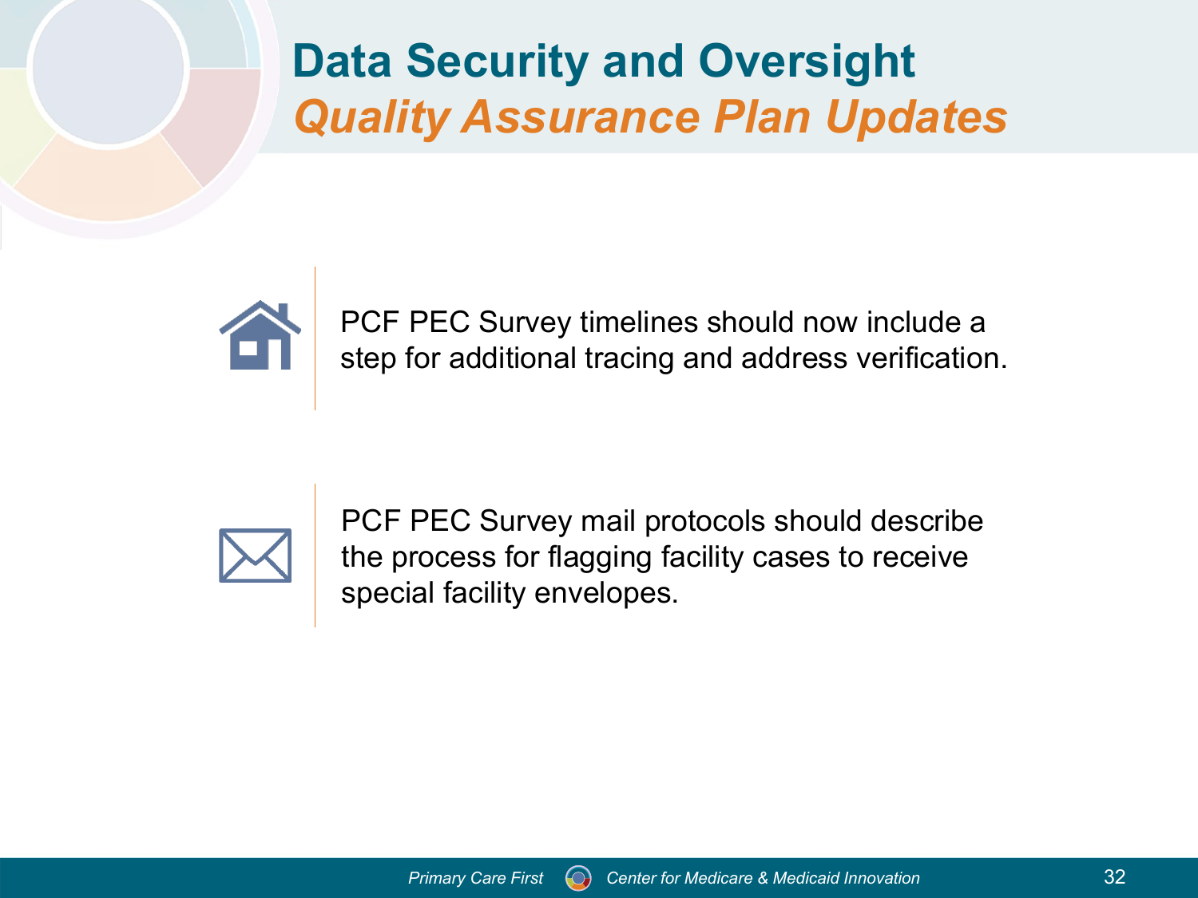# Data Security and Oversight

## *Quality Assurance Plan Updates*

PCF PEC Survey timelines should now include a step for additional tracing and address verification.

PCF PEC Survey mail protocols should describe the process for flagging facility cases to receive special facility envelopes.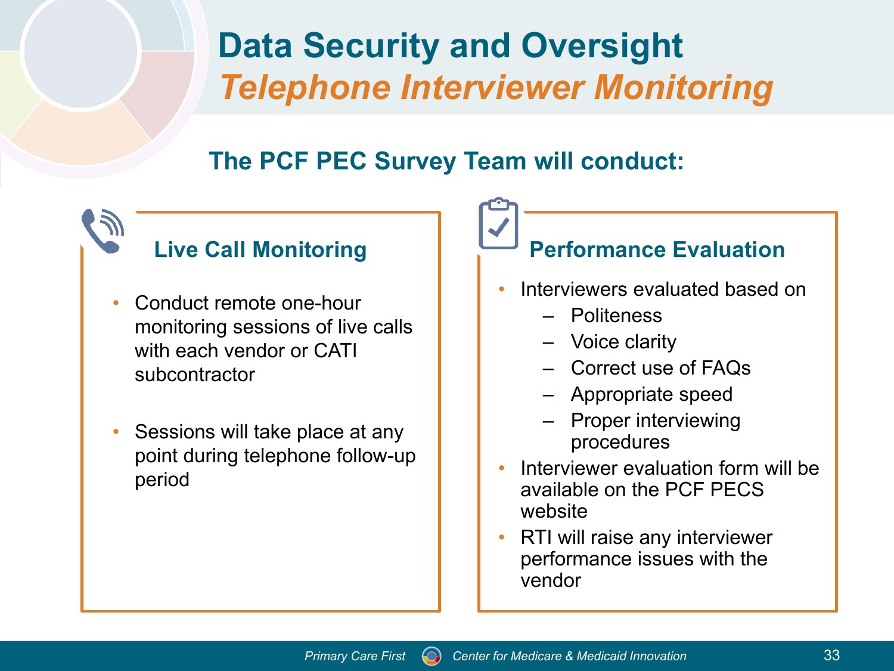# Data Security and Oversight

## *Telephone Interviewer Monitoring*

### The PCF PEC Survey Team will conduct:

#### Live Call Monitoring

- Conduct remote one-hour monitoring sessions of live calls with each vendor or CATI subcontractor
- Sessions will take place at any point during telephone follow-up period

#### Performance Evaluation

- Interviewers evaluated based on
  - Politeness
  - Voice clarity
  - Correct use of FAQs
  - Appropriate speed
  - Proper interviewing procedures
- Interviewer evaluation form will be available on the PCF PECS website
- RTI will raise any interviewer performance issues with the vendor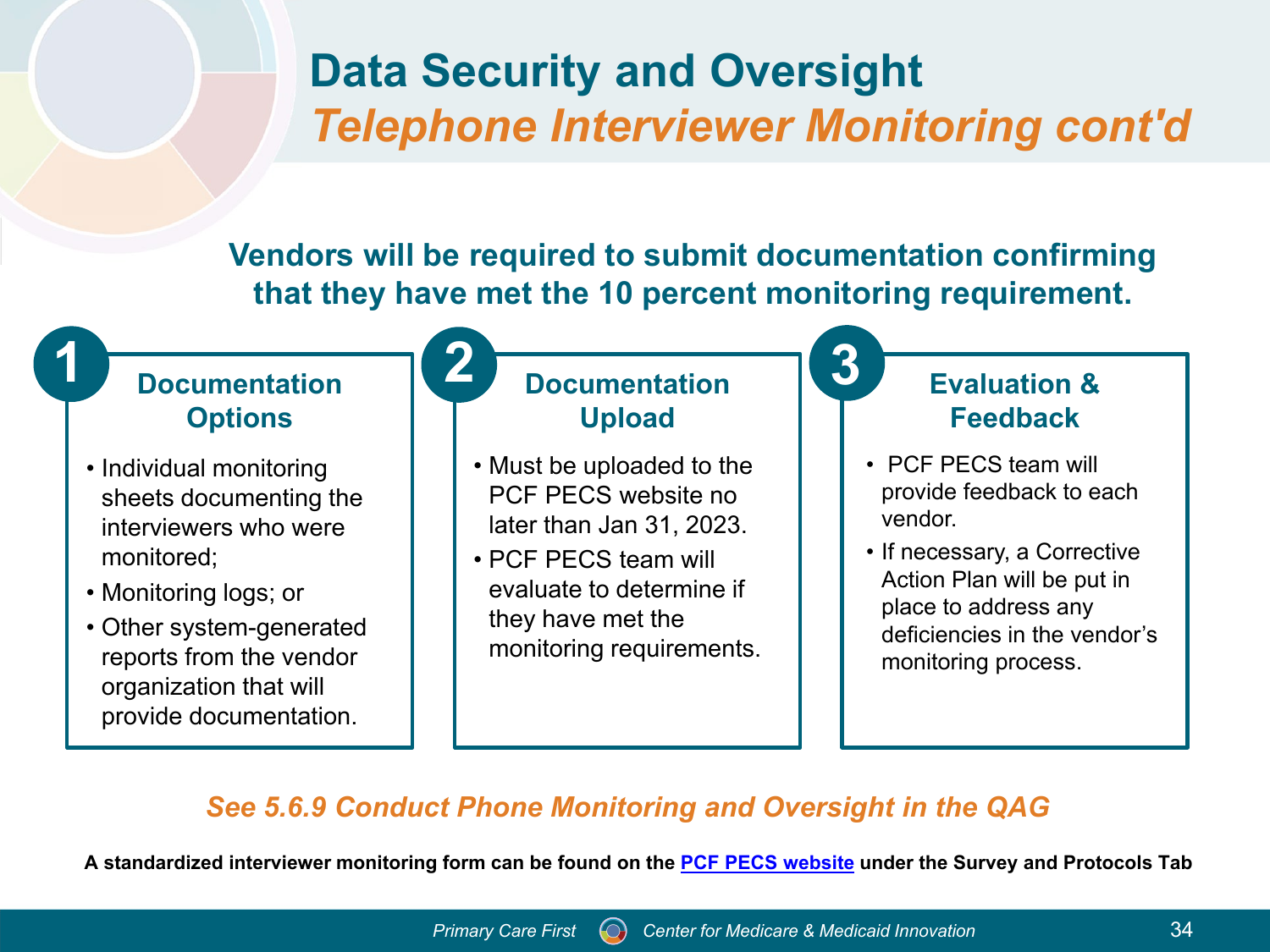# Data Security and Oversight

## *Telephone Interviewer Monitoring cont'd*

**Vendors will be required to submit documentation confirming that they have met the 10 percent monitoring requirement.**

### 1 Documentation Options

- Individual monitoring sheets documenting the interviewers who were monitored;
- Monitoring logs; or
- Other system-generated reports from the vendor organization that will provide documentation.

### 2 Documentation Upload

- Must be uploaded to the PCF PECS website no later than Jan 31, 2023.
- PCF PECS team will evaluate to determine if they have met the monitoring requirements.

### 3 Evaluation & Feedback

- PCF PECS team will provide feedback to each vendor.
- If necessary, a Corrective Action Plan will be put in place to address any deficiencies in the vendor's monitoring process.

***See 5.6.9 Conduct Phone Monitoring and Oversight in the QAG***

**A standardized interviewer monitoring form can be found on the PCF PECS website under the Survey and Protocols Tab**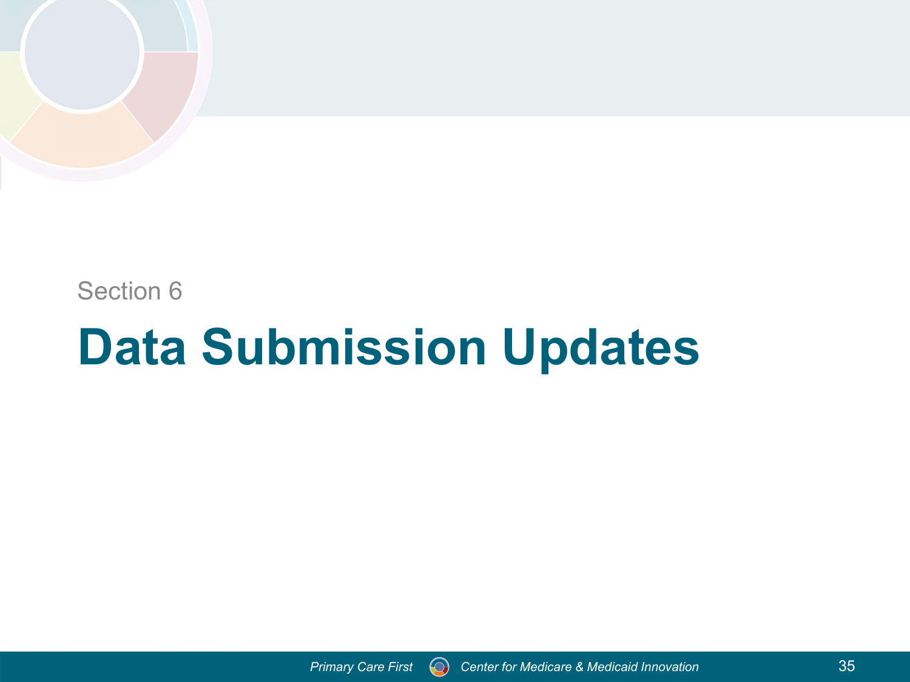Section 6

# Data Submission Updates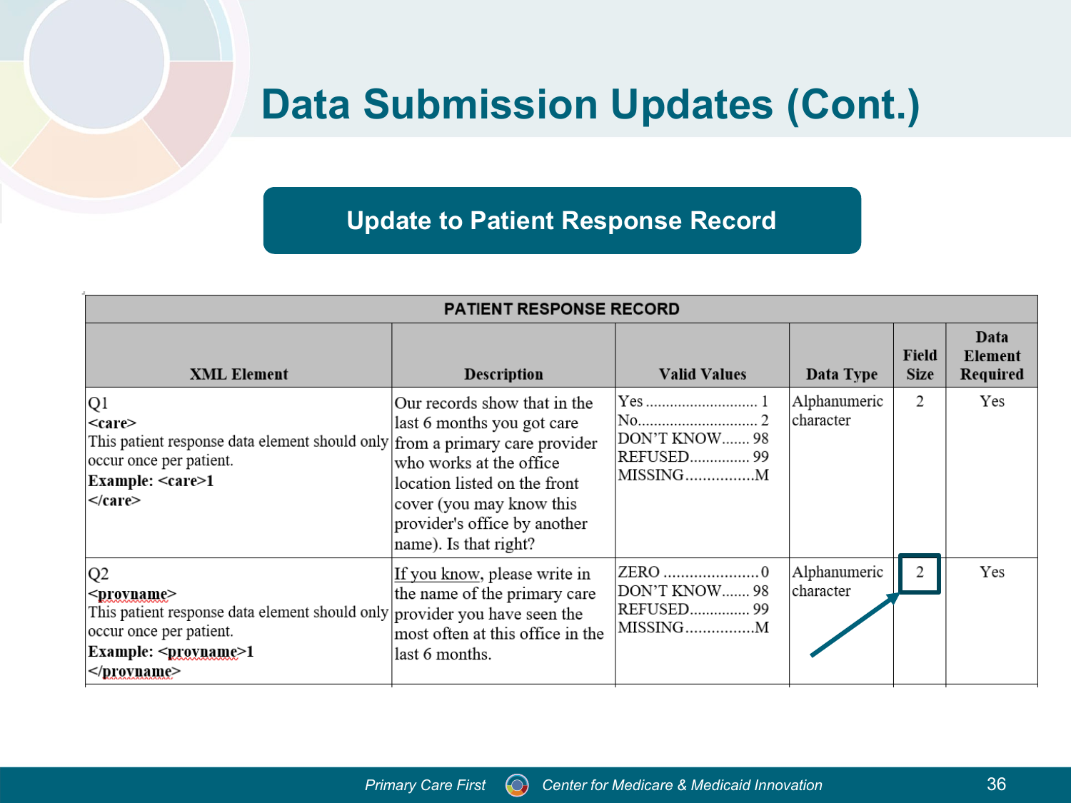# Data Submission Updates (Cont.)

## Update to Patient Response Record

| PATIENT RESPONSE RECORD | | | | | |
|---|---|---|---|---|---|
| **XML Element** | **Description** | **Valid Values** | **Data Type** | **Field Size** | **Data Element Required** |
| Q1<br>**<care>**<br>This patient response data element should only occur once per patient.<br>**Example: <care>1**<br>**</care>** | Our records show that in the last 6 months you got care from a primary care provider who works at the office location listed on the front cover (you may know this provider's office by another name). Is that right? | Yes ............................ 1<br>No............................. 2<br>DON'T KNOW....... 98<br>REFUSED.............. 99<br>MISSING................M | Alphanumeric character | 2 | Yes |
| Q2<br>**<provname>**<br>This patient response data element should only occur once per patient.<br>**Example: <provname>1**<br>**</provname>** | If you know, please write in the name of the primary care provider you have seen the most often at this office in the last 6 months. | ZERO ......................0<br>DON'T KNOW....... 98<br>REFUSED.............. 99<br>MISSING................M | Alphanumeric character | 2 | Yes |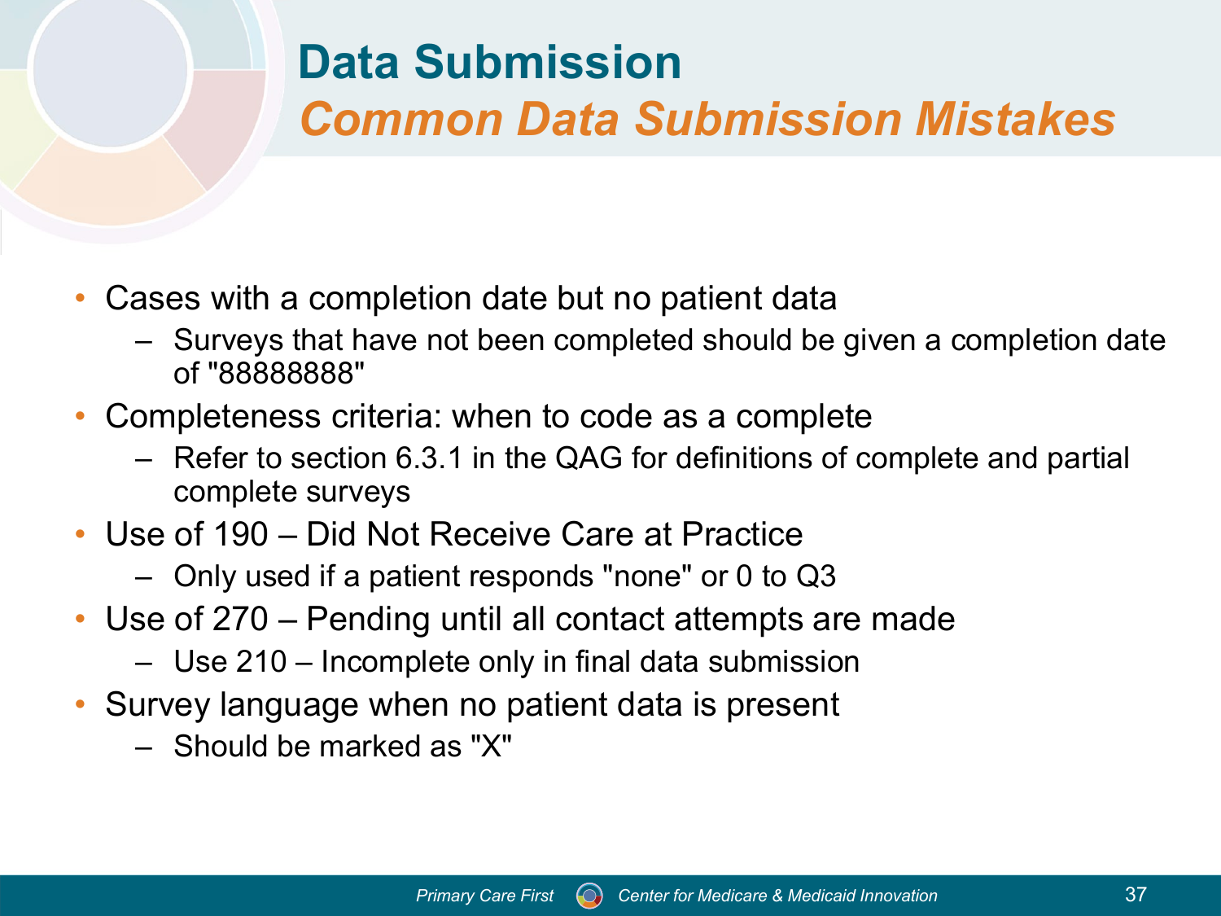# Data Submission

## *Common Data Submission Mistakes*

- Cases with a completion date but no patient data
  - Surveys that have not been completed should be given a completion date of "88888888"
- Completeness criteria: when to code as a complete
  - Refer to section 6.3.1 in the QAG for definitions of complete and partial complete surveys
- Use of 190 – Did Not Receive Care at Practice
  - Only used if a patient responds "none" or 0 to Q3
- Use of 270 – Pending until all contact attempts are made
  - Use 210 – Incomplete only in final data submission
- Survey language when no patient data is present
  - Should be marked as "X"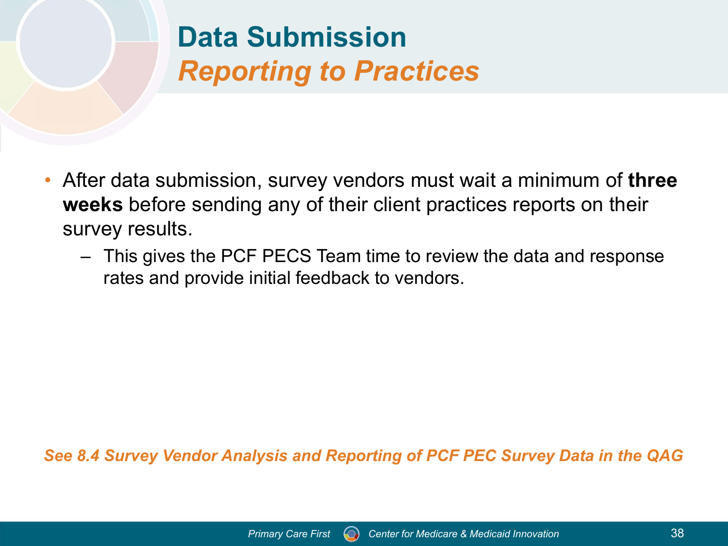# Data Submission

## *Reporting to Practices*

- After data submission, survey vendors must wait a minimum of **three weeks** before sending any of their client practices reports on their survey results.
  - This gives the PCF PECS Team time to review the data and response rates and provide initial feedback to vendors.

***See 8.4 Survey Vendor Analysis and Reporting of PCF PEC Survey Data in the QAG***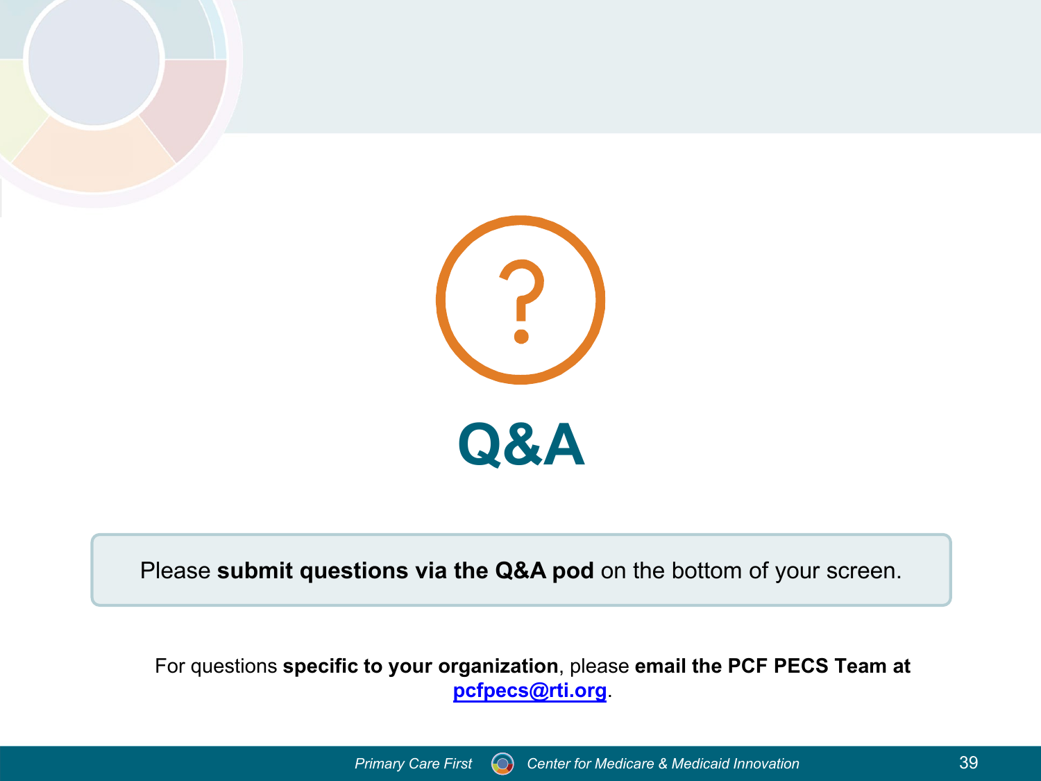# Q&A

Please **submit questions via the Q&A pod** on the bottom of your screen.

For questions **specific to your organization**, please **email the PCF PECS Team at [pcfpecs@rti.org](mailto:pcfpecs@rti.org)**.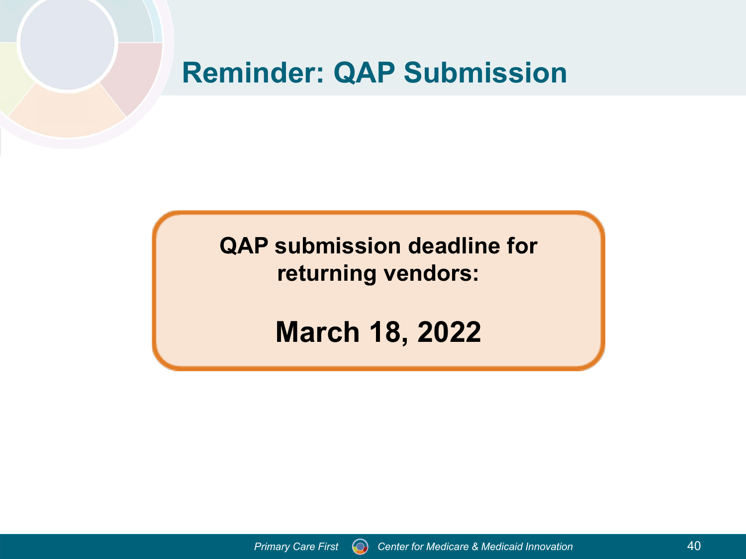# Reminder: QAP Submission

**QAP submission deadline for returning vendors:**

**March 18, 2022**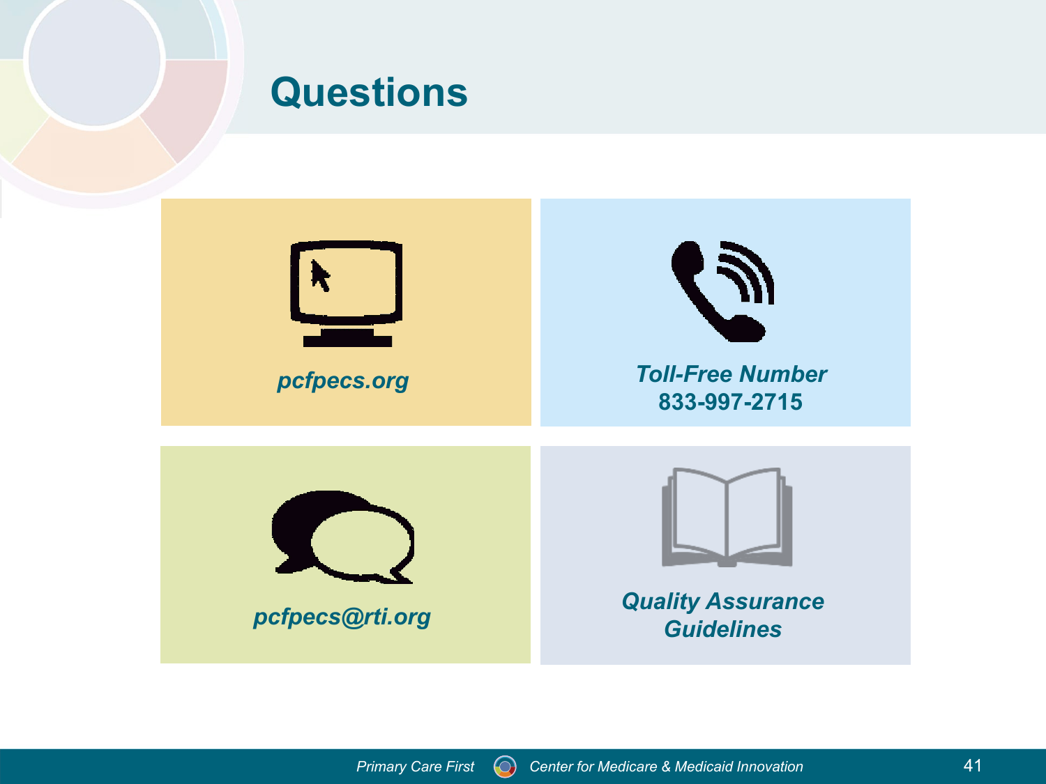# Questions

*pcfpecs.org*

*Toll-Free Number*
833-997-2715

*pcfpecs@rti.org*

*Quality Assurance Guidelines*